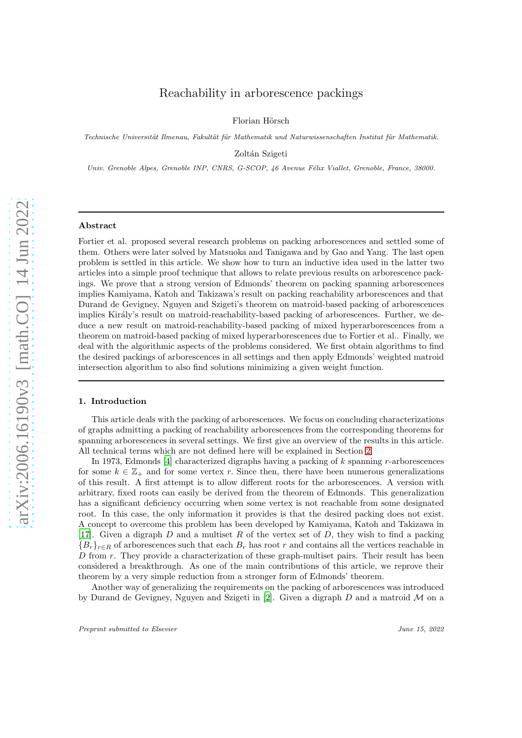# Reachability in arborescence packings

Florian Hörsch

*Technische Universität Ilmenau, Fakultät für Mathematik und Naturwissenschaften Institut für Mathematik.*

Zoltán Szigeti

*Univ. Grenoble Alpes, Grenoble INP, CNRS, G-SCOP, 46 Avenue Félix Viallet, Grenoble, France, 38000.*

---

**Abstract**

Fortier et al. proposed several research problems on packing arborescences and settled some of them. Others were later solved by Matsuoka and Tanigawa and by Gao and Yang. The last open problem is settled in this article. We show how to turn an inductive idea used in the latter two articles into a simple proof technique that allows to relate previous results on arborescence packings. We prove that a strong version of Edmonds' theorem on packing spanning arborescences implies Kamiyama, Katoh and Takizawa's result on packing reachability arborescences and that Durand de Gevigney, Nguyen and Szigeti's theorem on matroid-based packing of arborescences implies Király's result on matroid-reachability-based packing of arborescences. Further, we deduce a new result on matroid-reachability-based packing of mixed hyperarborescences from a theorem on matroid-based packing of mixed hyperarborescences due to Fortier et al.. Finally, we deal with the algorithmic aspects of the problems considered. We first obtain algorithms to find the desired packings of arborescences in all settings and then apply Edmonds' weighted matroid intersection algorithm to also find solutions minimizing a given weight function.

---

## 1. Introduction

This article deals with the packing of arborescences. We focus on concluding characterizations of graphs admitting a packing of reachability arborescences from the corresponding theorems for spanning arborescences in several settings. We first give an overview of the results in this article. All technical terms which are not defined here will be explained in Section 2.

In 1973, Edmonds [4] characterized digraphs having a packing of $k$ spanning $r$-arborescences for some $k \in \mathbb{Z}_+$ and for some vertex $r$. Since then, there have been numerous generalizations of this result. A first attempt is to allow different roots for the arborescences. A version with arbitrary, fixed roots can easily be derived from the theorem of Edmonds. This generalization has a significant deficiency occurring when some vertex is not reachable from some designated root. In this case, the only information it provides is that the desired packing does not exist. A concept to overcome this problem has been developed by Kamiyama, Katoh and Takizawa in [17]. Given a digraph $D$ and a multiset $R$ of the vertex set of $D$, they wish to find a packing $\{B_r\}_{r\in R}$ of arborescences such that each $B_r$ has root $r$ and contains all the vertices reachable in $D$ from $r$. They provide a characterization of these graph-multiset pairs. Their result has been considered a breakthrough. As one of the main contributions of this article, we reprove their theorem by a very simple reduction from a stronger form of Edmonds' theorem.

Another way of generalizing the requirements on the packing of arborescences was introduced by Durand de Gevigney, Nguyen and Szigeti in [2]. Given a digraph $D$ and a matroid $\mathcal{M}$ on a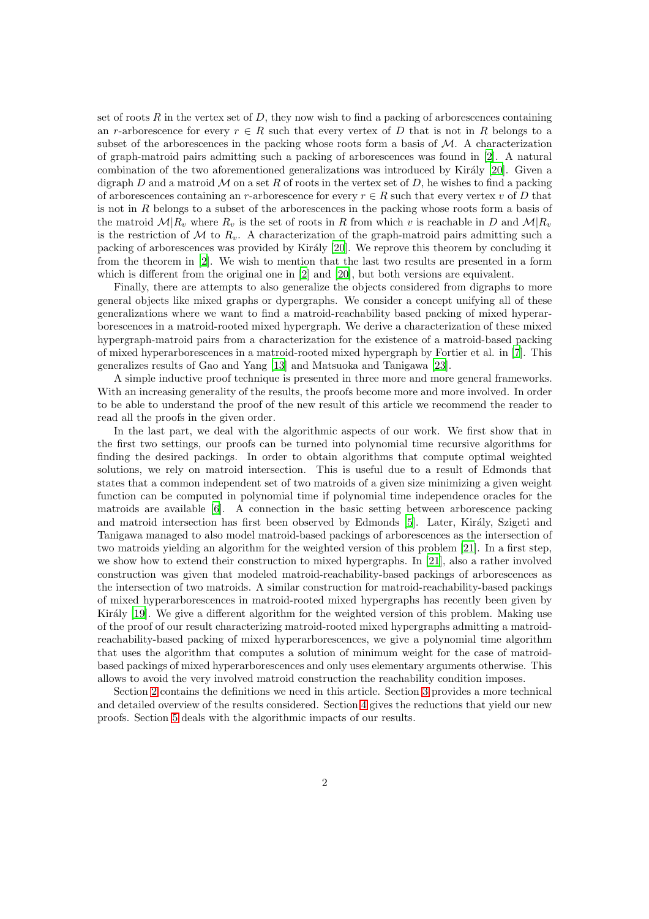set of roots $R$ in the vertex set of $D$, they now wish to find a packing of arborescences containing an $r$-arborescence for every $r \in R$ such that every vertex of $D$ that is not in $R$ belongs to a subset of the arborescences in the packing whose roots form a basis of $\mathcal{M}$. A characterization of graph-matroid pairs admitting such a packing of arborescences was found in [2]. A natural combination of the two aforementioned generalizations was introduced by Király [20]. Given a digraph $D$ and a matroid $\mathcal{M}$ on a set $R$ of roots in the vertex set of $D$, he wishes to find a packing of arborescences containing an $r$-arborescence for every $r \in R$ such that every vertex $v$ of $D$ that is not in $R$ belongs to a subset of the arborescences in the packing whose roots form a basis of the matroid $\mathcal{M}|R_v$ where $R_v$ is the set of roots in $R$ from which $v$ is reachable in $D$ and $\mathcal{M}|R_v$ is the restriction of $\mathcal{M}$ to $R_v$. A characterization of the graph-matroid pairs admitting such a packing of arborescences was provided by Király [20]. We reprove this theorem by concluding it from the theorem in [2]. We wish to mention that the last two results are presented in a form which is different from the original one in [2] and [20], but both versions are equivalent.

Finally, there are attempts to also generalize the objects considered from digraphs to more general objects like mixed graphs or dypergraphs. We consider a concept unifying all of these generalizations where we want to find a matroid-reachability based packing of mixed hyperarborescences in a matroid-rooted mixed hypergraph. We derive a characterization of these mixed hypergraph-matroid pairs from a characterization for the existence of a matroid-based packing of mixed hyperarborescences in a matroid-rooted mixed hypergraph by Fortier et al. in [7]. This generalizes results of Gao and Yang [13] and Matsuoka and Tanigawa [23].

A simple inductive proof technique is presented in three more and more general frameworks. With an increasing generality of the results, the proofs become more and more involved. In order to be able to understand the proof of the new result of this article we recommend the reader to read all the proofs in the given order.

In the last part, we deal with the algorithmic aspects of our work. We first show that in the first two settings, our proofs can be turned into polynomial time recursive algorithms for finding the desired packings. In order to obtain algorithms that compute optimal weighted solutions, we rely on matroid intersection. This is useful due to a result of Edmonds that states that a common independent set of two matroids of a given size minimizing a given weight function can be computed in polynomial time if polynomial time independence oracles for the matroids are available [6]. A connection in the basic setting between arborescence packing and matroid intersection has first been observed by Edmonds [5]. Later, Király, Szigeti and Tanigawa managed to also model matroid-based packings of arborescences as the intersection of two matroids yielding an algorithm for the weighted version of this problem [21]. In a first step, we show how to extend their construction to mixed hypergraphs. In [21], also a rather involved construction was given that modeled matroid-reachability-based packings of arborescences as the intersection of two matroids. A similar construction for matroid-reachability-based packings of mixed hyperarborescences in matroid-rooted mixed hypergraphs has recently been given by Király [19]. We give a different algorithm for the weighted version of this problem. Making use of the proof of our result characterizing matroid-rooted mixed hypergraphs admitting a matroid-reachability-based packing of mixed hyperarborescences, we give a polynomial time algorithm that uses the algorithm that computes a solution of minimum weight for the case of matroid-based packings of mixed hyperarborescences and only uses elementary arguments otherwise. This allows to avoid the very involved matroid construction the reachability condition imposes.

Section 2 contains the definitions we need in this article. Section 3 provides a more technical and detailed overview of the results considered. Section 4 gives the reductions that yield our new proofs. Section 5 deals with the algorithmic impacts of our results.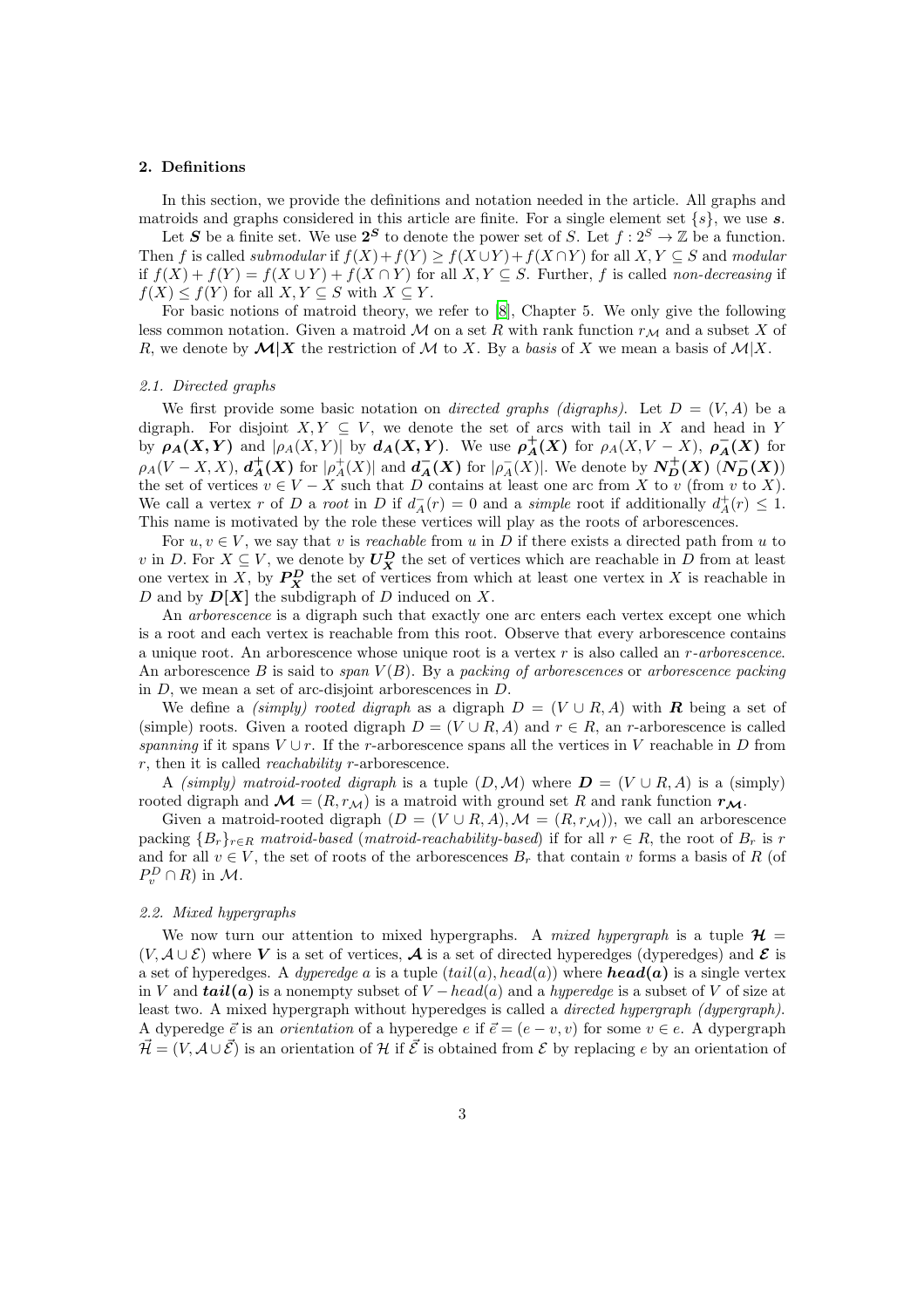## 2. Definitions

In this section, we provide the definitions and notation needed in the article. All graphs and matroids and graphs considered in this article are finite. For a single element set $\{s\}$, we use $\boldsymbol{s}$.

Let $\boldsymbol{S}$ be a finite set. We use $\boldsymbol{2^S}$ to denote the power set of $S$. Let $f : 2^S \to \mathbb{Z}$ be a function. Then $f$ is called *submodular* if $f(X)+f(Y) \geq f(X \cup Y)+f(X \cap Y)$ for all $X, Y \subseteq S$ and *modular* if $f(X) + f(Y) = f(X \cup Y) + f(X \cap Y)$ for all $X, Y \subseteq S$. Further, $f$ is called *non-decreasing* if $f(X) \leq f(Y)$ for all $X, Y \subseteq S$ with $X \subseteq Y$.

For basic notions of matroid theory, we refer to [8], Chapter 5. We only give the following less common notation. Given a matroid $\mathcal{M}$ on a set $R$ with rank function $r_{\mathcal{M}}$ and a subset $X$ of $R$, we denote by $\boldsymbol{\mathcal{M}|X}$ the restriction of $\mathcal{M}$ to $X$. By a *basis* of $X$ we mean a basis of $\mathcal{M}|X$.

### 2.1. Directed graphs

We first provide some basic notation on *directed graphs (digraphs)*. Let $D = (V, A)$ be a digraph. For disjoint $X, Y \subseteq V$, we denote the set of arcs with tail in $X$ and head in $Y$ by $\boldsymbol{\rho_A(X,Y)}$ and $|\rho_A(X,Y)|$ by $\boldsymbol{d_A(X,Y)}$. We use $\boldsymbol{\rho_A^+(X)}$ for $\rho_A(X, V-X)$, $\boldsymbol{\rho_A^-(X)}$ for $\rho_A(V-X,X)$, $\boldsymbol{d_A^+(X)}$ for $|\rho_A^+(X)|$ and $\boldsymbol{d_A^-(X)}$ for $|\rho_A^-(X)|$. We denote by $\boldsymbol{N_D^+(X)}$ ($\boldsymbol{N_D^-(X)}$) the set of vertices $v \in V - X$ such that $D$ contains at least one arc from $X$ to $v$ (from $v$ to $X$). We call a vertex $r$ of $D$ a *root* in $D$ if $d_A^-(r) = 0$ and a *simple* root if additionally $d_A^+(r) \leq 1$. This name is motivated by the role these vertices will play as the roots of arborescences.

For $u, v \in V$, we say that $v$ is *reachable* from $u$ in $D$ if there exists a directed path from $u$ to $v$ in $D$. For $X \subseteq V$, we denote by $\boldsymbol{U_X^D}$ the set of vertices which are reachable in $D$ from at least one vertex in $X$, by $\boldsymbol{P_X^D}$ the set of vertices from which at least one vertex in $X$ is reachable in $D$ and by $\boldsymbol{D[X]}$ the subdigraph of $D$ induced on $X$.

An *arborescence* is a digraph such that exactly one arc enters each vertex except one which is a root and each vertex is reachable from this root. Observe that every arborescence contains a unique root. An arborescence whose unique root is a vertex $r$ is also called an $r$-*arborescence*. An arborescence $B$ is said to *span* $V(B)$. By a *packing of arborescences* or *arborescence packing* in $D$, we mean a set of arc-disjoint arborescences in $D$.

We define a *(simply) rooted digraph* as a digraph $D = (V \cup R, A)$ with $\boldsymbol{R}$ being a set of (simple) roots. Given a rooted digraph $D = (V \cup R, A)$ and $r \in R$, an $r$-arborescence is called *spanning* if it spans $V \cup r$. If the $r$-arborescence spans all the vertices in $V$ reachable in $D$ from $r$, then it is called *reachability* $r$-arborescence.

A *(simply) matroid-rooted digraph* is a tuple $(D, \mathcal{M})$ where $\boldsymbol{D} = (V \cup R, A)$ is a (simply) rooted digraph and $\boldsymbol{\mathcal{M}} = (R, r_{\mathcal{M}})$ is a matroid with ground set $R$ and rank function $\boldsymbol{r_{\mathcal{M}}}$.

Given a matroid-rooted digraph $(D = (V \cup R, A), \mathcal{M} = (R, r_{\mathcal{M}}))$, we call an arborescence packing $\{B_r\}_{r\in R}$ *matroid-based* (*matroid-reachability-based*) if for all $r \in R$, the root of $B_r$ is $r$ and for all $v \in V$, the set of roots of the arborescences $B_r$ that contain $v$ forms a basis of $R$ (of $P_v^D \cap R$) in $\mathcal{M}$.

### 2.2. Mixed hypergraphs

We now turn our attention to mixed hypergraphs. A *mixed hypergraph* is a tuple $\boldsymbol{\mathcal{H}} = (V, \mathcal{A} \cup \mathcal{E})$ where $\boldsymbol{V}$ is a set of vertices, $\boldsymbol{\mathcal{A}}$ is a set of directed hyperedges (dyperedges) and $\boldsymbol{\mathcal{E}}$ is a set of hyperedges. A *dyperedge* $a$ is a tuple $(tail(a), head(a))$ where $\boldsymbol{head(a)}$ is a single vertex in $V$ and $\boldsymbol{tail(a)}$ is a nonempty subset of $V - head(a)$ and a *hyperedge* is a subset of $V$ of size at least two. A mixed hypergraph without hyperedges is called a *directed hypergraph (dypergraph)*. A dyperedge $\vec{e}$ is an *orientation* of a hyperedge $e$ if $\vec{e} = (e - v, v)$ for some $v \in e$. A dypergraph $\vec{\mathcal{H}} = (V, \mathcal{A} \cup \vec{\mathcal{E}})$ is an orientation of $\mathcal{H}$ if $\vec{\mathcal{E}}$ is obtained from $\mathcal{E}$ by replacing $e$ by an orientation of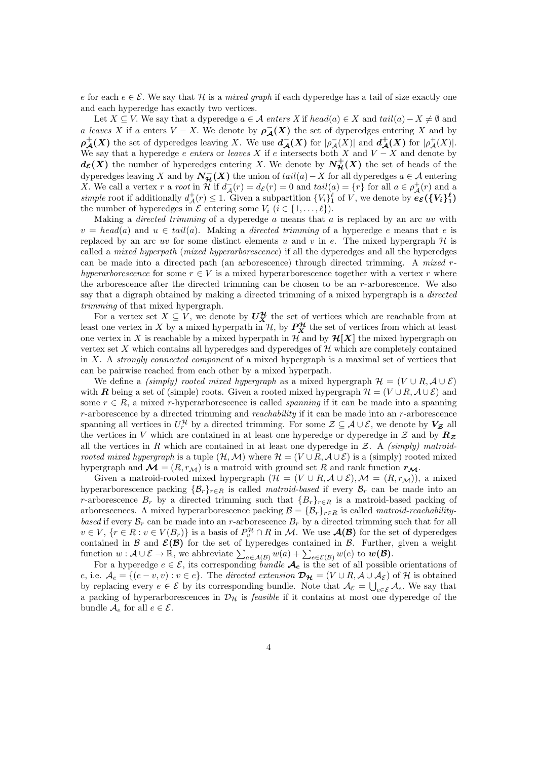$e$ for each $e \in \mathcal{E}$. We say that $\mathcal{H}$ is a *mixed graph* if each dyperedge has a tail of size exactly one and each hyperedge has exactly two vertices.

Let $X \subseteq V$. We say that a dyperedge $a \in \mathcal{A}$ *enters* $X$ if $head(a) \in X$ and $tail(a) - X \neq \emptyset$ and $a$ *leaves* $X$ if $a$ enters $V - X$. We denote by $\boldsymbol{\rho^-_{\mathcal{A}}(X)}$ the set of dyperedges entering $X$ and by $\boldsymbol{\rho^+_{\mathcal{A}}(X)}$ the set of dyperedges leaving $X$. We use $\boldsymbol{d^-_{\mathcal{A}}(X)}$ for $|\rho^-_{\mathcal{A}}(X)|$ and $\boldsymbol{d^+_{\mathcal{A}}(X)}$ for $|\rho^+_{\mathcal{A}}(X)|$. We say that a hyperedge $e$ *enters* or *leaves* $X$ if $e$ intersects both $X$ and $V - X$ and denote by $\boldsymbol{d_{\mathcal{E}}(X)}$ the number of hyperedges entering $X$. We denote by $\boldsymbol{N^+_{\mathcal{H}}(X)}$ the set of heads of the dyperedges leaving $X$ and by $\boldsymbol{N^-_{\mathcal{H}}(X)}$ the union of $tail(a) - X$ for all dyperedges $a \in \mathcal{A}$ entering $X$. We call a vertex $r$ a *root* in $\mathcal{H}$ if $d^-_{\mathcal{A}}(r) = d_{\mathcal{E}}(r) = 0$ and $tail(a) = \{r\}$ for all $a \in \rho^+_{\mathcal{A}}(r)$ and a *simple* root if additionally $d^+_{\mathcal{A}}(r) \leq 1$. Given a subpartition $\{V_i\}_1^\ell$ of $V$, we denote by $\boldsymbol{e_{\mathcal{E}}(\{V_i\}_1^\ell)}$ the number of hyperedges in $\mathcal{E}$ entering some $V_i$ $(i \in \{1, \ldots, \ell\})$.

Making a *directed trimming* of a dyperedge $a$ means that $a$ is replaced by an arc $uv$ with $v = head(a)$ and $u \in tail(a)$. Making a *directed trimming* of a hyperedge $e$ means that $e$ is replaced by an arc $uv$ for some distinct elements $u$ and $v$ in $e$. The mixed hypergraph $\mathcal{H}$ is called a *mixed hyperpath* (*mixed hyperarborescence*) if all the dyperedges and all the hyperedges can be made into a directed path (an arborescence) through directed trimming. A *mixed $r$-hyperarborescence* for some $r \in V$ is a mixed hyperarborescence together with a vertex $r$ where the arborescence after the directed trimming can be chosen to be an $r$-arborescence. We also say that a digraph obtained by making a directed trimming of a mixed hypergraph is a *directed trimming* of that mixed hypergraph.

For a vertex set $X \subseteq V$, we denote by $\boldsymbol{U^{\mathcal{H}}_X}$ the set of vertices which are reachable from at least one vertex in $X$ by a mixed hyperpath in $\mathcal{H}$, by $\boldsymbol{P^{\mathcal{H}}_X}$ the set of vertices from which at least one vertex in $X$ is reachable by a mixed hyperpath in $\mathcal{H}$ and by $\boldsymbol{\mathcal{H}[X]}$ the mixed hypergraph on vertex set $X$ which contains all hyperedges and dyperedges of $\mathcal{H}$ which are completely contained in $X$. A *strongly connected component* of a mixed hypergraph is a maximal set of vertices that can be pairwise reached from each other by a mixed hyperpath.

We define a *(simply) rooted mixed hypergraph* as a mixed hypergraph $\mathcal{H} = (V \cup R, \mathcal{A} \cup \mathcal{E})$ with $\boldsymbol{R}$ being a set of (simple) roots. Given a rooted mixed hypergraph $\mathcal{H} = (V \cup R, \mathcal{A} \cup \mathcal{E})$ and some $r \in R$, a mixed $r$-hyperarborescence is called *spanning* if it can be made into a spanning $r$-arborescence by a directed trimming and *reachability* if it can be made into an $r$-arborescence spanning all vertices in $U^{\mathcal{H}}_r$ by a directed trimming. For some $\mathcal{Z} \subseteq \mathcal{A} \cup \mathcal{E}$, we denote by $\boldsymbol{V_{\mathcal{Z}}}$ all the vertices in $V$ which are contained in at least one hyperedge or dyperedge in $\mathcal{Z}$ and by $\boldsymbol{R_{\mathcal{Z}}}$ all the vertices in $R$ which are contained in at least one dyperedge in $\mathcal{Z}$. A *(simply) matroid-rooted mixed hypergraph* is a tuple $(\mathcal{H}, \mathcal{M})$ where $\mathcal{H} = (V \cup R, \mathcal{A} \cup \mathcal{E})$ is a (simply) rooted mixed hypergraph and $\boldsymbol{\mathcal{M}} = (R, r_{\mathcal{M}})$ is a matroid with ground set $R$ and rank function $\boldsymbol{r_{\mathcal{M}}}$.

Given a matroid-rooted mixed hypergraph $(\mathcal{H} = (V \cup R, \mathcal{A} \cup \mathcal{E}), \mathcal{M} = (R, r_{\mathcal{M}}))$, a mixed hyperarborescence packing $\{\mathcal{B}_r\}_{r \in R}$ is called *matroid-based* if every $\mathcal{B}_r$ can be made into an $r$-arborescence $B_r$ by a directed trimming such that $\{B_r\}_{r \in R}$ is a matroid-based packing of arborescences. A mixed hyperarborescence packing $\mathcal{B} = \{\mathcal{B}_r\}_{r \in R}$ is called *matroid-reachability-based* if every $\mathcal{B}_r$ can be made into an $r$-arborescence $B_r$ by a directed trimming such that for all $v \in V$, $\{r \in R : v \in V(B_r)\}$ is a basis of $P^{\mathcal{H}}_v \cap R$ in $\mathcal{M}$. We use $\boldsymbol{\mathcal{A}(\mathcal{B})}$ for the set of dyperedges contained in $\mathcal{B}$ and $\boldsymbol{\mathcal{E}(\mathcal{B})}$ for the set of hyperedges contained in $\mathcal{B}$. Further, given a weight function $w : \mathcal{A} \cup \mathcal{E} \to \mathbb{R}$, we abbreviate $\sum_{a \in \mathcal{A}(\mathcal{B})} w(a) + \sum_{e \in \mathcal{E}(\mathcal{B})} w(e)$ to $\boldsymbol{w(\mathcal{B})}$.

For a hyperedge $e \in \mathcal{E}$, its corresponding *bundle* $\boldsymbol{\mathcal{A}_e}$ is the set of all possible orientations of $e$, i.e. $\mathcal{A}_e = \{(e - v, v) : v \in e\}$. The *directed extension* $\boldsymbol{\mathcal{D}_{\mathcal{H}}} = (V \cup R, \mathcal{A} \cup \mathcal{A}_{\mathcal{E}})$ of $\mathcal{H}$ is obtained by replacing every $e \in \mathcal{E}$ by its corresponding bundle. Note that $\mathcal{A}_{\mathcal{E}} = \bigcup_{e \in \mathcal{E}} \mathcal{A}_e$. We say that a packing of hyperarborescences in $\mathcal{D}_{\mathcal{H}}$ is *feasible* if it contains at most one dyperedge of the bundle $\mathcal{A}_e$ for all $e \in \mathcal{E}$.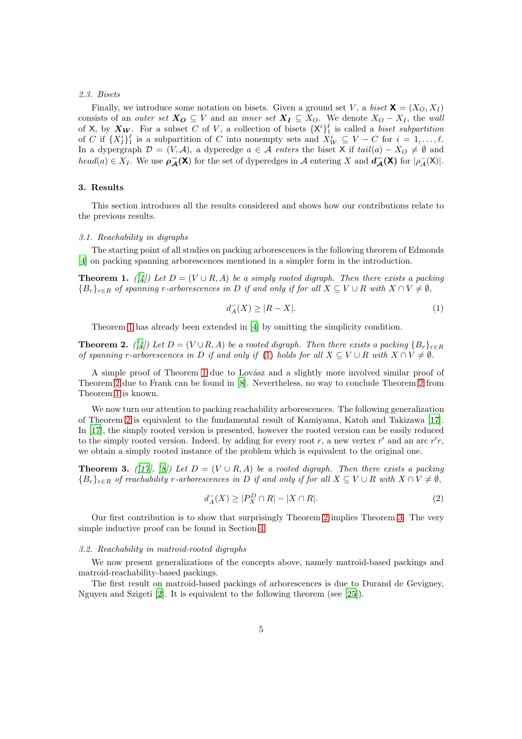### 2.3. Bisets

Finally, we introduce some notation on bisets. Given a ground set $V$, a *biset* $\mathsf{X} = (X_O, X_I)$ consists of an *outer set* $\boldsymbol{X_O} \subseteq V$ and an *inner set* $\boldsymbol{X_I} \subseteq X_O$. We denote $X_O - X_I$, the *wall* of $\mathsf{X}$, by $\boldsymbol{X_W}$. For a subset $C$ of $V$, a collection of bisets $\{\mathsf{X}^i\}_1^\ell$ is called a *biset subpartition* of $C$ if $\{X_I^i\}_1^\ell$ is a subpartition of $C$ into nonempty sets and $X_W^i \subseteq V - C$ for $i = 1, \ldots, \ell$. In a dypergraph $\mathcal{D} = (V, \mathcal{A})$, a dyperedge $a \in \mathcal{A}$ *enters* the biset $\mathsf{X}$ if $tail(a) - X_O \neq \emptyset$ and $head(a) \in X_I$. We use $\boldsymbol{\rho^-_{\mathcal{A}}(\mathsf{X})}$ for the set of dyperedges in $\mathcal{A}$ entering $X$ and $\boldsymbol{d^-_{\mathcal{A}}(\mathsf{X})}$ for $|\rho^-_{\mathcal{A}}(\mathsf{X})|$.

## 3. Results

This section introduces all the results considered and shows how our contributions relate to the previous results.

### 3.1. Reachability in digraphs

The starting point of all studies on packing arborescences is the following theorem of Edmonds [4] on packing spanning arborescences mentioned in a simpler form in the introduction.

**Theorem 1.** *([4]) Let $D = (V \cup R, A)$ be a simply rooted digraph. Then there exists a packing $\{B_r\}_{r\in R}$ of spanning $r$-arborescences in $D$ if and only if for all $X \subseteq V \cup R$ with $X \cap V \neq \emptyset$,*

$$d^-_A(X) \geq |R - X|. \tag{1}$$

Theorem 1 has already been extended in [4] by omitting the simplicity condition.

**Theorem 2.** *([4]) Let $D = (V \cup R, A)$ be a rooted digraph. Then there exists a packing $\{B_r\}_{r\in R}$ of spanning $r$-arborescences in $D$ if and only if (1) holds for all $X \subseteq V \cup R$ with $X \cap V \neq \emptyset$.*

A simple proof of Theorem 1 due to Lovász and a slightly more involved similar proof of Theorem 2 due to Frank can be found in [8]. Nevertheless, no way to conclude Theorem 2 from Theorem 1 is known.

We now turn our attention to packing reachability arborescences. The following generalization of Theorem 2 is equivalent to the fundamental result of Kamiyama, Katoh and Takizawa [17]. In [17], the simply rooted version is presented, however the rooted version can be easily reduced to the simply rooted version. Indeed, by adding for every root $r$, a new vertex $r'$ and an arc $r'r$, we obtain a simply rooted instance of the problem which is equivalent to the original one.

**Theorem 3.** *([17], [8]) Let $D = (V \cup R, A)$ be a rooted digraph. Then there exists a packing $\{B_r\}_{r\in R}$ of reachability $r$-arborescences in $D$ if and only if for all $X \subseteq V \cup R$ with $X \cap V \neq \emptyset$,*

$$d^-_A(X) \geq |P^D_X \cap R| - |X \cap R|. \tag{2}$$

Our first contribution is to show that surprisingly Theorem 2 implies Theorem 3. The very simple inductive proof can be found in Section 4.

### 3.2. Reachability in matroid-rooted digraphs

We now present generalizations of the concepts above, namely matroid-based packings and matroid-reachability-based packings.

The first result on matroid-based packings of arborescences is due to Durand de Gevigney, Nguyen and Szigeti [2]. It is equivalent to the following theorem (see [25]).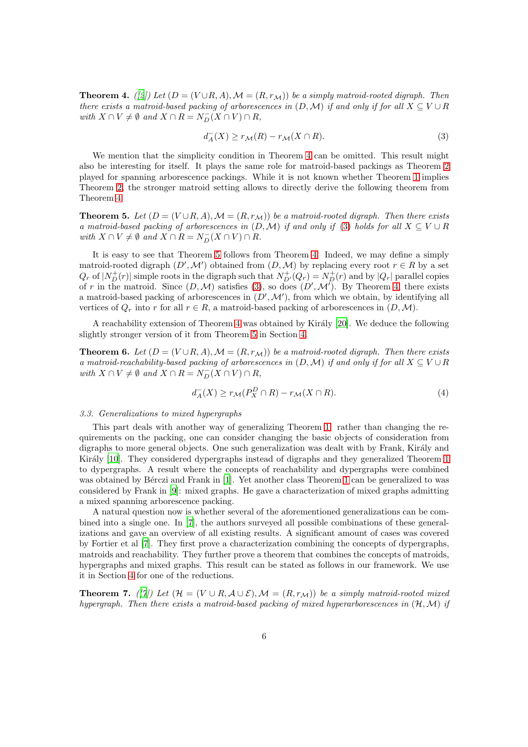**Theorem 4.** *([2]) Let $(D = (V \cup R, A), \mathcal{M} = (R, r_{\mathcal{M}}))$ be a simply matroid-rooted digraph. Then there exists a matroid-based packing of arborescences in $(D, \mathcal{M})$ if and only if for all $X \subseteq V \cup R$ with $X \cap V \neq \emptyset$ and $X \cap R = N_D^-(X \cap V) \cap R$,*

$$d_A^-(X) \geq r_{\mathcal{M}}(R) - r_{\mathcal{M}}(X \cap R). \tag{3}$$

We mention that the simplicity condition in Theorem 4 can be omitted. This result might also be interesting for itself. It plays the same role for matroid-based packings as Theorem 2 played for spanning arborescence packings. While it is not known whether Theorem 1 implies Theorem 2, the stronger matroid setting allows to directly derive the following theorem from Theorem 4.

**Theorem 5.** *Let $(D = (V \cup R, A), \mathcal{M} = (R, r_{\mathcal{M}}))$ be a matroid-rooted digraph. Then there exists a matroid-based packing of arborescences in $(D, \mathcal{M})$ if and only if (3) holds for all $X \subseteq V \cup R$ with $X \cap V \neq \emptyset$ and $X \cap R = N_D^-(X \cap V) \cap R$.*

It is easy to see that Theorem 5 follows from Theorem 4. Indeed, we may define a simply matroid-rooted digraph $(D', \mathcal{M}')$ obtained from $(D, \mathcal{M})$ by replacing every root $r \in R$ by a set $Q_r$ of $|N_D^+(r)|$ simple roots in the digraph such that $N_{D'}^+(Q_r) = N_D^+(r)$ and by $|Q_r|$ parallel copies of $r$ in the matroid. Since $(D, \mathcal{M})$ satisfies (3), so does $(D', \mathcal{M}')$. By Theorem 4, there exists a matroid-based packing of arborescences in $(D', \mathcal{M}')$, from which we obtain, by identifying all vertices of $Q_r$ into $r$ for all $r \in R$, a matroid-based packing of arborescences in $(D, \mathcal{M})$.

A reachability extension of Theorem 4 was obtained by Király [20]. We deduce the following slightly stronger version of it from Theorem 5 in Section 4.

**Theorem 6.** *Let $(D = (V \cup R, A), \mathcal{M} = (R, r_{\mathcal{M}}))$ be a matroid-rooted digraph. Then there exists a matroid-reachability-based packing of arborescences in $(D, \mathcal{M})$ if and only if for all $X \subseteq V \cup R$ with $X \cap V \neq \emptyset$ and $X \cap R = N_D^-(X \cap V) \cap R$,*

$$d_A^-(X) \geq r_{\mathcal{M}}(P_X^D \cap R) - r_{\mathcal{M}}(X \cap R). \tag{4}$$

### *3.3. Generalizations to mixed hypergraphs*

This part deals with another way of generalizing Theorem 1: rather than changing the requirements on the packing, one can consider changing the basic objects of consideration from digraphs to more general objects. One such generalization was dealt with by Frank, Király and Király [10]. They considered dypergraphs instead of digraphs and they generalized Theorem 1 to dypergraphs. A result where the concepts of reachability and dypergraphs were combined was obtained by Bérczi and Frank in [1]. Yet another class Theorem 1 can be generalized to was considered by Frank in [9]: mixed graphs. He gave a characterization of mixed graphs admitting a mixed spanning arborescence packing.

A natural question now is whether several of the aforementioned generalizations can be combined into a single one. In [7], the authors surveyed all possible combinations of these generalizations and gave an overview of all existing results. A significant amount of cases was covered by Fortier et al [7]. They first prove a characterization combining the concepts of dypergraphs, matroids and reachability. They further prove a theorem that combines the concepts of matroids, hypergraphs and mixed graphs. This result can be stated as follows in our framework. We use it in Section 4 for one of the reductions.

**Theorem 7.** *([7]) Let $(\mathcal{H} = (V \cup R, \mathcal{A} \cup \mathcal{E}), \mathcal{M} = (R, r_{\mathcal{M}}))$ be a simply matroid-rooted mixed hypergraph. Then there exists a matroid-based packing of mixed hyperarborescences in $(\mathcal{H}, \mathcal{M})$ if*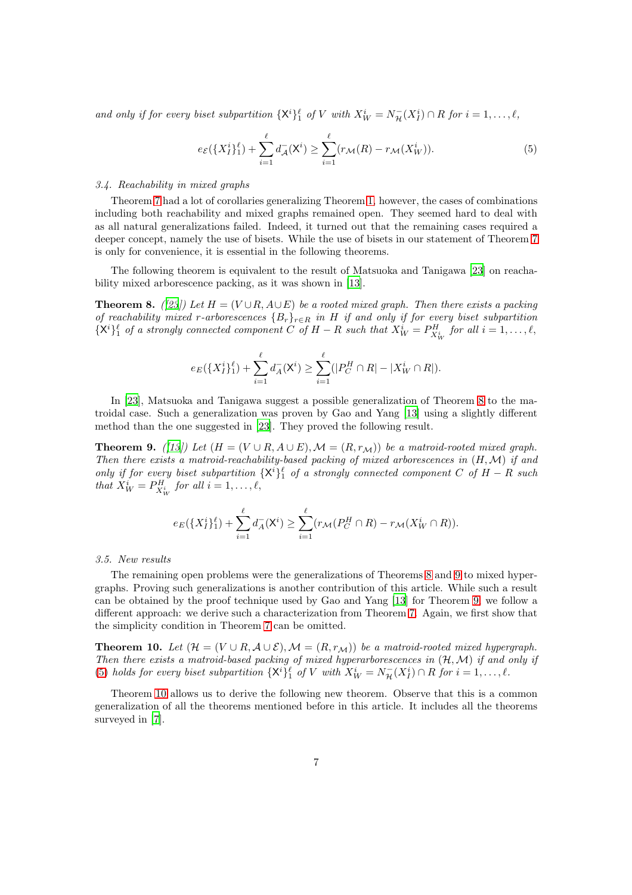*and only if for every biset subpartition* $\{\mathsf{X}^i\}_1^\ell$ *of* $V$ *with* $X_W^i = N^-_{\mathcal{H}}(X_I^i) \cap R$ *for* $i = 1, \ldots, \ell$,

$$e_{\mathcal{E}}(\{X_I^i\}_1^\ell) + \sum_{i=1}^{\ell} d^-_{\mathcal{A}}(\mathsf{X}^i) \geq \sum_{i=1}^{\ell} (r_{\mathcal{M}}(R) - r_{\mathcal{M}}(X_W^i)). \tag{5}$$

### 3.4. Reachability in mixed graphs

Theorem 7 had a lot of corollaries generalizing Theorem 1, however, the cases of combinations including both reachability and mixed graphs remained open. They seemed hard to deal with as all natural generalizations failed. Indeed, it turned out that the remaining cases required a deeper concept, namely the use of bisets. While the use of bisets in our statement of Theorem 7 is only for convenience, it is essential in the following theorems.

The following theorem is equivalent to the result of Matsuoka and Tanigawa [23] on reachability mixed arborescence packing, as it was shown in [13].

**Theorem 8.** *([23]) Let* $H = (V \cup R, A \cup E)$ *be a rooted mixed graph. Then there exists a packing of reachability mixed* $r$*-arborescences* $\{B_r\}_{r\in R}$ *in* $H$ *if and only if for every biset subpartition* $\{\mathsf{X}^i\}_1^\ell$ *of a strongly connected component* $C$ *of* $H - R$ *such that* $X_W^i = P^H_{X_W^i}$ *for all* $i = 1, \ldots, \ell$,

$$e_E(\{X_I^i\}_1^\ell) + \sum_{i=1}^{\ell} d^-_A(\mathsf{X}^i) \geq \sum_{i=1}^{\ell} (|P^H_C \cap R| - |X_W^i \cap R|).$$

In [23], Matsuoka and Tanigawa suggest a possible generalization of Theorem 8 to the matroidal case. Such a generalization was proven by Gao and Yang [13] using a slightly different method than the one suggested in [23]. They proved the following result.

**Theorem 9.** *([13]) Let* $(H = (V \cup R, A \cup E), \mathcal{M} = (R, r_{\mathcal{M}}))$ *be a matroid-rooted mixed graph. Then there exists a matroid-reachability-based packing of mixed arborescences in* $(H, \mathcal{M})$ *if and only if for every biset subpartition* $\{\mathsf{X}^i\}_1^\ell$ *of a strongly connected component* $C$ *of* $H - R$ *such that* $X_W^i = P^H_{X_W^i}$ *for all* $i = 1, \ldots, \ell$,

$$e_E(\{X_I^i\}_1^\ell) + \sum_{i=1}^{\ell} d^-_A(\mathsf{X}^i) \geq \sum_{i=1}^{\ell} (r_{\mathcal{M}}(P^H_C \cap R) - r_{\mathcal{M}}(X_W^i \cap R)).$$

### 3.5. New results

The remaining open problems were the generalizations of Theorems 8 and 9 to mixed hypergraphs. Proving such generalizations is another contribution of this article. While such a result can be obtained by the proof technique used by Gao and Yang [13] for Theorem 9, we follow a different approach: we derive such a characterization from Theorem 7. Again, we first show that the simplicity condition in Theorem 7 can be omitted.

**Theorem 10.** *Let* $(\mathcal{H} = (V \cup R, \mathcal{A} \cup \mathcal{E}), \mathcal{M} = (R, r_{\mathcal{M}}))$ *be a matroid-rooted mixed hypergraph. Then there exists a matroid-based packing of mixed hyperarborescences in* $(\mathcal{H}, \mathcal{M})$ *if and only if* (5) *holds for every biset subpartition* $\{\mathsf{X}^i\}_1^\ell$ *of* $V$ *with* $X_W^i = N^-_{\mathcal{H}}(X_I^i) \cap R$ *for* $i = 1, \ldots, \ell$.

Theorem 10 allows us to derive the following new theorem. Observe that this is a common generalization of all the theorems mentioned before in this article. It includes all the theorems surveyed in [7].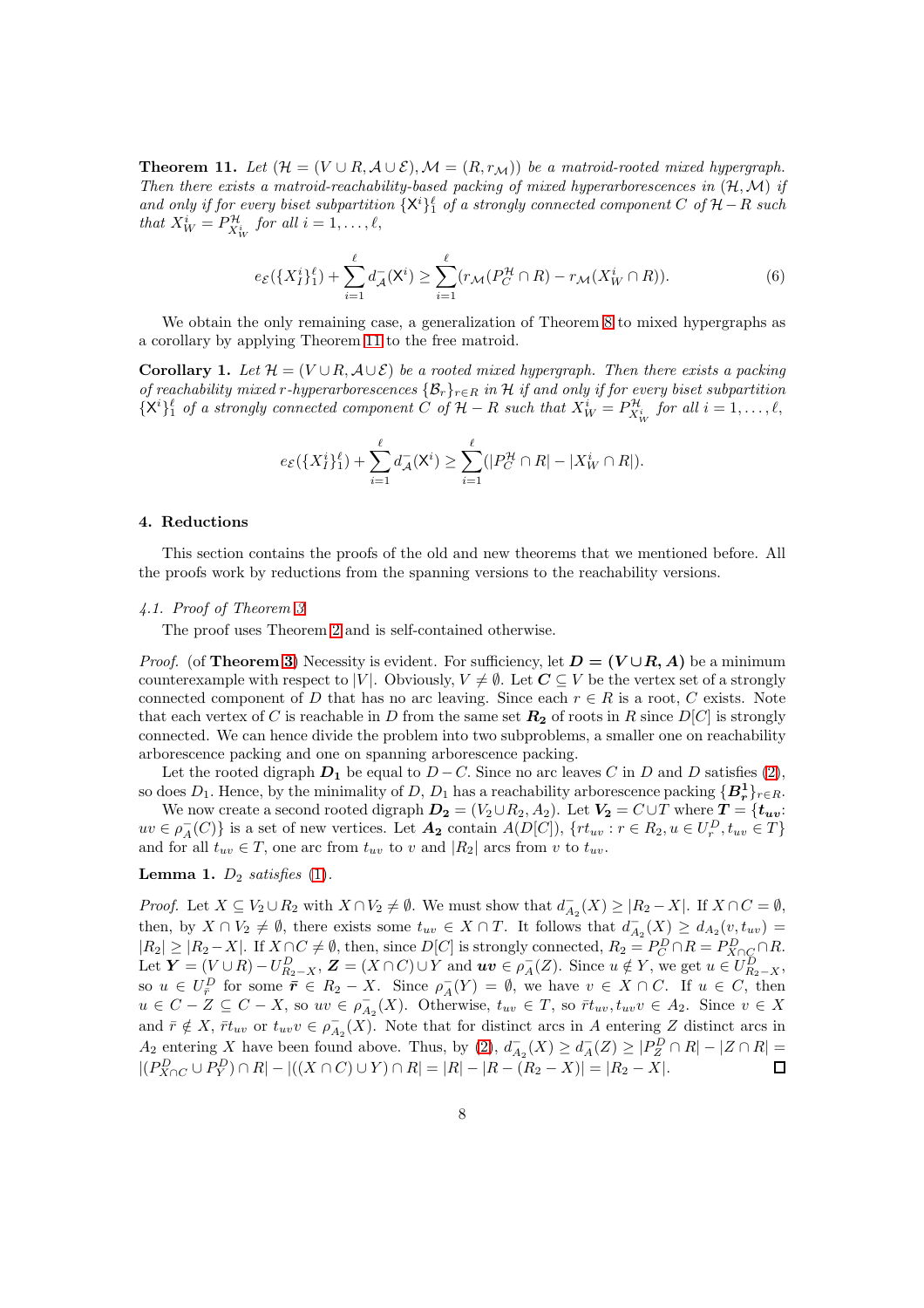**Theorem 11.** *Let $(\mathcal{H} = (V \cup R, \mathcal{A} \cup \mathcal{E}), \mathcal{M} = (R, r_{\mathcal{M}}))$ be a matroid-rooted mixed hypergraph. Then there exists a matroid-reachability-based packing of mixed hyperarborescences in $(\mathcal{H}, \mathcal{M})$ if and only if for every biset subpartition $\{\mathsf{X}^i\}_1^\ell$ of a strongly connected component $C$ of $\mathcal{H} - R$ such that $X_W^i = P^{\mathcal{H}}_{X^i_W}$ for all $i = 1, \ldots, \ell$,*

$$e_{\mathcal{E}}(\{X_I^i\}_1^\ell) + \sum_{i=1}^{\ell} d^-_{\mathcal{A}}(\mathsf{X}^i) \geq \sum_{i=1}^{\ell} (r_{\mathcal{M}}(P^{\mathcal{H}}_C \cap R) - r_{\mathcal{M}}(X_W^i \cap R)). \tag{6}$$

We obtain the only remaining case, a generalization of Theorem 8 to mixed hypergraphs as a corollary by applying Theorem 11 to the free matroid.

**Corollary 1.** *Let $\mathcal{H} = (V \cup R, \mathcal{A} \cup \mathcal{E})$ be a rooted mixed hypergraph. Then there exists a packing of reachability mixed $r$-hyperarborescences $\{\mathcal{B}_r\}_{r \in R}$ in $\mathcal{H}$ if and only if for every biset subpartition $\{\mathsf{X}^i\}_1^\ell$ of a strongly connected component $C$ of $\mathcal{H} - R$ such that $X_W^i = P^{\mathcal{H}}_{X^i_W}$ for all $i = 1, \ldots, \ell$,*

$$e_{\mathcal{E}}(\{X_I^i\}_1^\ell) + \sum_{i=1}^{\ell} d^-_{\mathcal{A}}(\mathsf{X}^i) \geq \sum_{i=1}^{\ell} (|P^{\mathcal{H}}_C \cap R| - |X_W^i \cap R|).$$

## 4. Reductions

This section contains the proofs of the old and new theorems that we mentioned before. All the proofs work by reductions from the spanning versions to the reachability versions.

### 4.1. Proof of Theorem 3

The proof uses Theorem 2 and is self-contained otherwise.

*Proof.* (of **Theorem 3**) Necessity is evident. For sufficiency, let $\boldsymbol{D = (V \cup R, A)}$ be a minimum counterexample with respect to $|V|$. Obviously, $V \neq \emptyset$. Let $\boldsymbol{C} \subseteq V$ be the vertex set of a strongly connected component of $D$ that has no arc leaving. Since each $r \in R$ is a root, $C$ exists. Note that each vertex of $C$ is reachable in $D$ from the same set $\boldsymbol{R_2}$ of roots in $R$ since $D[C]$ is strongly connected. We can hence divide the problem into two subproblems, a smaller one on reachability arborescence packing and one on spanning arborescence packing.

Let the rooted digraph $\boldsymbol{D_1}$ be equal to $D - C$. Since no arc leaves $C$ in $D$ and $D$ satisfies (2), so does $D_1$. Hence, by the minimality of $D$, $D_1$ has a reachability arborescence packing $\{\boldsymbol{B^1_r}\}_{r \in R}$.

We now create a second rooted digraph $\boldsymbol{D_2} = (V_2 \cup R_2, A_2)$. Let $\boldsymbol{V_2} = C \cup T$ where $\boldsymbol{T} = \{\boldsymbol{t_{uv}}\colon uv \in \rho^-_A(C)\}$ is a set of new vertices. Let $\boldsymbol{A_2}$ contain $A(D[C])$, $\{rt_{uv} : r \in R_2, u \in U^D_r, t_{uv} \in T\}$ and for all $t_{uv} \in T$, one arc from $t_{uv}$ to $v$ and $|R_2|$ arcs from $v$ to $t_{uv}$.

**Lemma 1.** *$D_2$ satisfies (1).*

*Proof.* Let $X \subseteq V_2 \cup R_2$ with $X \cap V_2 \neq \emptyset$. We must show that $d^-_{A_2}(X) \geq |R_2 - X|$. If $X \cap C = \emptyset$, then, by $X \cap V_2 \neq \emptyset$, there exists some $t_{uv} \in X \cap T$. It follows that $d^-_{A_2}(X) \geq d_{A_2}(v, t_{uv}) = |R_2| \geq |R_2 - X|$. If $X \cap C \neq \emptyset$, then, since $D[C]$ is strongly connected, $R_2 = P^D_C \cap R = P^D_{X \cap C} \cap R$. Let $\boldsymbol{Y} = (V \cup R) - U^D_{R_2 - X}$, $\boldsymbol{Z} = (X \cap C) \cup Y$ and $\boldsymbol{uv} \in \rho^-_A(Z)$. Since $u \notin Y$, we get $u \in U^D_{R_2 - X}$, so $u \in U^D_{\bar{r}}$ for some $\bar{\boldsymbol{r}} \in R_2 - X$. Since $\rho^-_A(Y) = \emptyset$, we have $v \in X \cap C$. If $u \in C$, then $u \in C - Z \subseteq C - X$, so $uv \in \rho^-_{A_2}(X)$. Otherwise, $t_{uv} \in T$, so $\bar{r}t_{uv}, t_{uv}v \in A_2$. Since $v \in X$ and $\bar{r} \notin X$, $\bar{r}t_{uv}$ or $t_{uv}v \in \rho^-_{A_2}(X)$. Note that for distinct arcs in $A$ entering $Z$ distinct arcs in $A_2$ entering $X$ have been found above. Thus, by (2), $d^-_{A_2}(X) \geq d^-_A(Z) \geq |P^D_Z \cap R| - |Z \cap R| = |(P^D_{X \cap C} \cup P^D_Y) \cap R| - |((X \cap C) \cup Y) \cap R| = |R| - |R - (R_2 - X)| = |R_2 - X|$. $\square$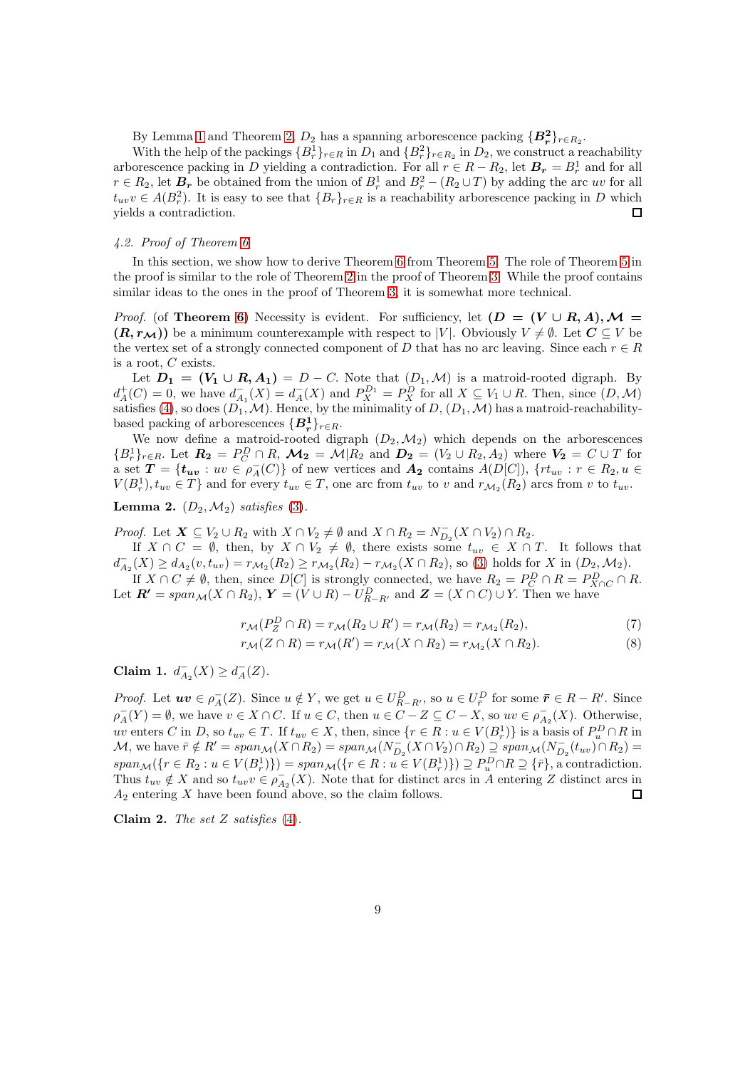By Lemma 1 and Theorem 2, $D_2$ has a spanning arborescence packing $\{\boldsymbol{B_r^2}\}_{r\in R_2}$.

With the help of the packings $\{B_r^1\}_{r\in R}$ in $D_1$ and $\{B_r^2\}_{r\in R_2}$ in $D_2$, we construct a reachability arborescence packing in $D$ yielding a contradiction. For all $r \in R - R_2$, let $\boldsymbol{B_r} = B_r^1$ and for all $r \in R_2$, let $\boldsymbol{B_r}$ be obtained from the union of $B_r^1$ and $B_r^2 - (R_2 \cup T)$ by adding the arc $uv$ for all $t_{uv}v \in A(B_r^2)$. It is easy to see that $\{B_r\}_{r\in R}$ is a reachability arborescence packing in $D$ which yields a contradiction. □

### 4.2. Proof of Theorem 6

In this section, we show how to derive Theorem 6 from Theorem 5. The role of Theorem 5 in the proof is similar to the role of Theorem 2 in the proof of Theorem 3. While the proof contains similar ideas to the ones in the proof of Theorem 3, it is somewhat more technical.

*Proof.* (of **Theorem 6**) Necessity is evident. For sufficiency, let $\boldsymbol{(D = (V \cup R, A), \mathcal{M} = (R, r_{\mathcal{M}}))}$ be a minimum counterexample with respect to $|V|$. Obviously $V \neq \emptyset$. Let $\boldsymbol{C} \subseteq V$ be the vertex set of a strongly connected component of $D$ that has no arc leaving. Since each $r \in R$ is a root, $C$ exists.

Let $\boldsymbol{D_1 = (V_1 \cup R, A_1)} = D - C$. Note that $(D_1, \mathcal{M})$ is a matroid-rooted digraph. By $d_A^+(C) = 0$, we have $d_{A_1}^-(X) = d_A^-(X)$ and $P_X^{D_1} = P_X^D$ for all $X \subseteq V_1 \cup R$. Then, since $(D, \mathcal{M})$ satisfies (4), so does $(D_1, \mathcal{M})$. Hence, by the minimality of $D$, $(D_1, \mathcal{M})$ has a matroid-reachability-based packing of arborescences $\{\boldsymbol{B_r^1}\}_{r\in R}$.

We now define a matroid-rooted digraph $(D_2, \mathcal{M}_2)$ which depends on the arborescences $\{B_r^1\}_{r\in R}$. Let $\boldsymbol{R_2} = P_C^D \cap R$, $\boldsymbol{\mathcal{M}_2} = \mathcal{M}|R_2$ and $\boldsymbol{D_2} = (V_2 \cup R_2, A_2)$ where $\boldsymbol{V_2} = C \cup T$ for a set $\boldsymbol{T} = \{\boldsymbol{t_{uv}} : uv \in \rho_A^-(C)\}$ of new vertices and $\boldsymbol{A_2}$ contains $A(D[C])$, $\{rt_{uv} : r \in R_2, u \in V(B_r^1), t_{uv} \in T\}$ and for every $t_{uv} \in T$, one arc from $t_{uv}$ to $v$ and $r_{\mathcal{M}_2}(R_2)$ arcs from $v$ to $t_{uv}$.

**Lemma 2.** *$(D_2, \mathcal{M}_2)$ satisfies (3).*

*Proof.* Let $\boldsymbol{X} \subseteq V_2 \cup R_2$ with $X \cap V_2 \neq \emptyset$ and $X \cap R_2 = N_{D_2}^-(X \cap V_2) \cap R_2$.

If $X \cap C = \emptyset$, then, by $X \cap V_2 \neq \emptyset$, there exists some $t_{uv} \in X \cap T$. It follows that $d_{A_2}^-(X) \geq d_{A_2}(v, t_{uv}) = r_{\mathcal{M}_2}(R_2) \geq r_{\mathcal{M}_2}(R_2) - r_{\mathcal{M}_2}(X \cap R_2)$, so (3) holds for $X$ in $(D_2, \mathcal{M}_2)$.

If $X \cap C \neq \emptyset$, then, since $D[C]$ is strongly connected, we have $R_2 = P_C^D \cap R = P_{X\cap C}^D \cap R$. Let $\boldsymbol{R'} = span_{\mathcal{M}}(X \cap R_2)$, $\boldsymbol{Y} = (V \cup R) - U_{R-R'}^D$ and $\boldsymbol{Z} = (X \cap C) \cup Y$. Then we have

$$r_{\mathcal{M}}(P_Z^D \cap R) = r_{\mathcal{M}}(R_2 \cup R') = r_{\mathcal{M}}(R_2) = r_{\mathcal{M}_2}(R_2), \tag{7}$$

$$r_{\mathcal{M}}(Z \cap R) = r_{\mathcal{M}}(R') = r_{\mathcal{M}}(X \cap R_2) = r_{\mathcal{M}_2}(X \cap R_2). \tag{8}$$

**Claim 1.** $d_{A_2}^-(X) \geq d_A^-(Z)$.

*Proof.* Let $\boldsymbol{uv} \in \rho_A^-(Z)$. Since $u \notin Y$, we get $u \in U_{R-R'}^D$, so $u \in U_{\bar{r}}^D$ for some $\boldsymbol{\bar{r}} \in R - R'$. Since $\rho_A^-(Y) = \emptyset$, we have $v \in X \cap C$. If $u \in C$, then $u \in C - Z \subseteq C - X$, so $uv \in \rho_{A_2}^-(X)$. Otherwise, $uv$ enters $C$ in $D$, so $t_{uv} \in T$. If $t_{uv} \in X$, then, since $\{r \in R : u \in V(B_r^1)\}$ is a basis of $P_u^D \cap R$ in $\mathcal{M}$, we have $\bar{r} \notin R' = span_{\mathcal{M}}(X \cap R_2) = span_{\mathcal{M}}(N_{D_2}^-(X \cap V_2) \cap R_2) \supseteq span_{\mathcal{M}}(N_{D_2}^-(t_{uv}) \cap R_2) = span_{\mathcal{M}}(\{r \in R_2 : u \in V(B_r^1)\}) = span_{\mathcal{M}}(\{r \in R : u \in V(B_r^1)\}) \supseteq P_u^D \cap R \supseteq \{\bar{r}\}$, a contradiction. Thus $t_{uv} \notin X$ and so $t_{uv}v \in \rho_{A_2}^-(X)$. Note that for distinct arcs in $A$ entering $Z$ distinct arcs in $A_2$ entering $X$ have been found above, so the claim follows. □

**Claim 2.** *The set $Z$ satisfies (4).*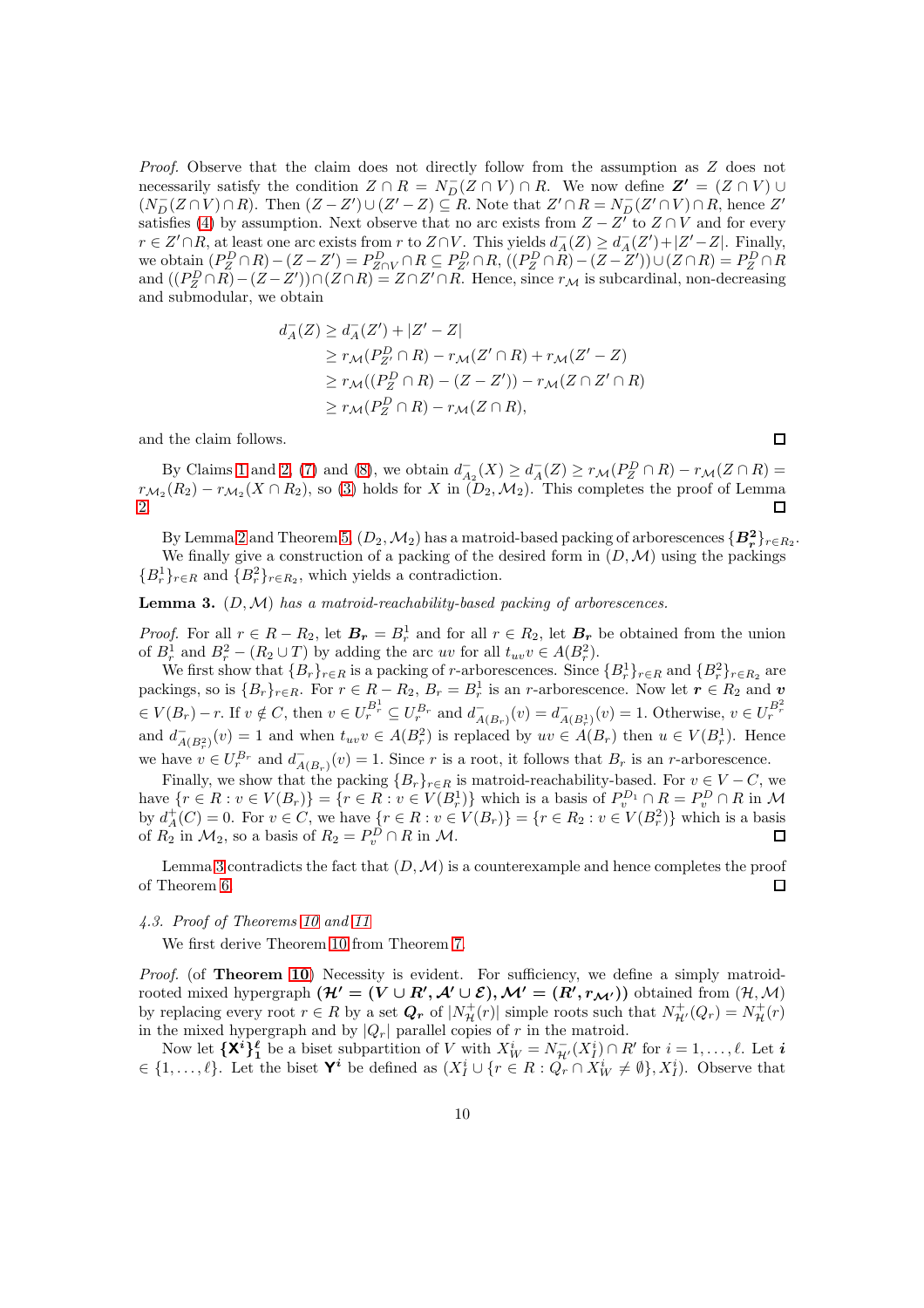*Proof.* Observe that the claim does not directly follow from the assumption as $Z$ does not necessarily satisfy the condition $Z \cap R = N^-_D(Z \cap V) \cap R$. We now define $\boldsymbol{Z'} = (Z \cap V) \cup (N^-_D(Z \cap V) \cap R)$. Then $(Z - Z') \cup (Z' - Z) \subseteq R$. Note that $Z' \cap R = N^-_D(Z' \cap V) \cap R$, hence $Z'$ satisfies (4) by assumption. Next observe that no arc exists from $Z - Z'$ to $Z \cap V$ and for every $r \in Z' \cap R$, at least one arc exists from $r$ to $Z \cap V$. This yields $d^-_A(Z) \geq d^-_A(Z') + |Z' - Z|$. Finally, we obtain $(P^D_Z \cap R) - (Z - Z') = P^D_{Z \cap V} \cap R \subseteq P^D_{Z'} \cap R$, $((P^D_Z \cap R) - (Z - Z')) \cup (Z \cap R) = P^D_Z \cap R$ and $((P^D_Z \cap R) - (Z - Z')) \cap (Z \cap R) = Z \cap Z' \cap R$. Hence, since $r_{\mathcal{M}}$ is subcardinal, non-decreasing and submodular, we obtain

$$
\begin{aligned}
d^-_A(Z) &\geq d^-_A(Z') + |Z' - Z| \\
&\geq r_{\mathcal{M}}(P^D_{Z'} \cap R) - r_{\mathcal{M}}(Z' \cap R) + r_{\mathcal{M}}(Z' - Z) \\
&\geq r_{\mathcal{M}}((P^D_Z \cap R) - (Z - Z')) - r_{\mathcal{M}}(Z \cap Z' \cap R) \\
&\geq r_{\mathcal{M}}(P^D_Z \cap R) - r_{\mathcal{M}}(Z \cap R),
\end{aligned}
$$

and the claim follows. ☐

By Claims 1 and 2, (7) and (8), we obtain $d^-_{A_2}(X) \geq d^-_A(Z) \geq r_{\mathcal{M}}(P^D_Z \cap R) - r_{\mathcal{M}}(Z \cap R) = r_{\mathcal{M}_2}(R_2) - r_{\mathcal{M}_2}(X \cap R_2)$, so (3) holds for $X$ in $(D_2, \mathcal{M}_2)$. This completes the proof of Lemma 2. ☐

By Lemma 2 and Theorem 5, $(D_2, \mathcal{M}_2)$ has a matroid-based packing of arborescences $\{\boldsymbol{B^2_r}\}_{r \in R_2}$. We finally give a construction of a packing of the desired form in $(D, \mathcal{M})$ using the packings $\{B^1_r\}_{r \in R}$ and $\{B^2_r\}_{r \in R_2}$, which yields a contradiction.

**Lemma 3.** *$(D, \mathcal{M})$ has a matroid-reachability-based packing of arborescences.*

*Proof.* For all $r \in R - R_2$, let $\boldsymbol{B_r} = B^1_r$ and for all $r \in R_2$, let $\boldsymbol{B_r}$ be obtained from the union of $B^1_r$ and $B^2_r - (R_2 \cup T)$ by adding the arc $uv$ for all $t_{uv}v \in A(B^2_r)$.

We first show that $\{B_r\}_{r \in R}$ is a packing of $r$-arborescences. Since $\{B^1_r\}_{r \in R}$ and $\{B^2_r\}_{r \in R_2}$ are packings, so is $\{B_r\}_{r \in R}$. For $r \in R - R_2$, $B_r = B^1_r$ is an $r$-arborescence. Now let $\boldsymbol{r} \in R_2$ and $\boldsymbol{v} \in V(B_r) - r$. If $v \notin C$, then $v \in U^{B^1_r}_r \subseteq U^{B_r}_r$ and $d^-_{A(B_r)}(v) = d^-_{A(B^1_r)}(v) = 1$. Otherwise, $v \in U^{B^2_r}_r$ and $d^-_{A(B^2_r)}(v) = 1$ and when $t_{uv}v \in A(B^2_r)$ is replaced by $uv \in A(B_r)$ then $u \in V(B^1_r)$. Hence we have $v \in U^{B_r}_r$ and $d^-_{A(B_r)}(v) = 1$. Since $r$ is a root, it follows that $B_r$ is an $r$-arborescence.

Finally, we show that the packing $\{B_r\}_{r \in R}$ is matroid-reachability-based. For $v \in V - C$, we have $\{r \in R : v \in V(B_r)\} = \{r \in R : v \in V(B^1_r)\}$ which is a basis of $P^{D_1}_v \cap R = P^D_v \cap R$ in $\mathcal{M}$ by $d^+_A(C) = 0$. For $v \in C$, we have $\{r \in R : v \in V(B_r)\} = \{r \in R_2 : v \in V(B^2_r)\}$ which is a basis of $R_2$ in $\mathcal{M}_2$, so a basis of $R_2 = P^D_v \cap R$ in $\mathcal{M}$. ☐

Lemma 3 contradicts the fact that $(D, \mathcal{M})$ is a counterexample and hence completes the proof of Theorem 6. ☐

### 4.3. Proof of Theorems 10 and 11

We first derive Theorem 10 from Theorem 7.

*Proof.* (of **Theorem 10**) Necessity is evident. For sufficiency, we define a simply matroid-rooted mixed hypergraph $\boldsymbol{(\mathcal{H}' = (V \cup R', \mathcal{A}' \cup \mathcal{E}), \mathcal{M}' = (R', r_{\mathcal{M}'}))}$ obtained from $(\mathcal{H}, \mathcal{M})$ by replacing every root $r \in R$ by a set $\boldsymbol{Q_r}$ of $|N^+_{\mathcal{H}}(r)|$ simple roots such that $N^+_{\mathcal{H}'}(Q_r) = N^+_{\mathcal{H}}(r)$ in the mixed hypergraph and by $|Q_r|$ parallel copies of $r$ in the matroid.

Now let $\{\mathsf{X}^i\}^{\ell}_1$ be a biset subpartition of $V$ with $X^i_W = N^-_{\mathcal{H}'}(X^i_I) \cap R'$ for $i = 1, \ldots, \ell$. Let $\boldsymbol{i} \in \{1, \ldots, \ell\}$. Let the biset $\mathsf{Y}^i$ be defined as $(X^i_I \cup \{r \in R : Q_r \cap X^i_W \neq \emptyset\}, X^i_I)$. Observe that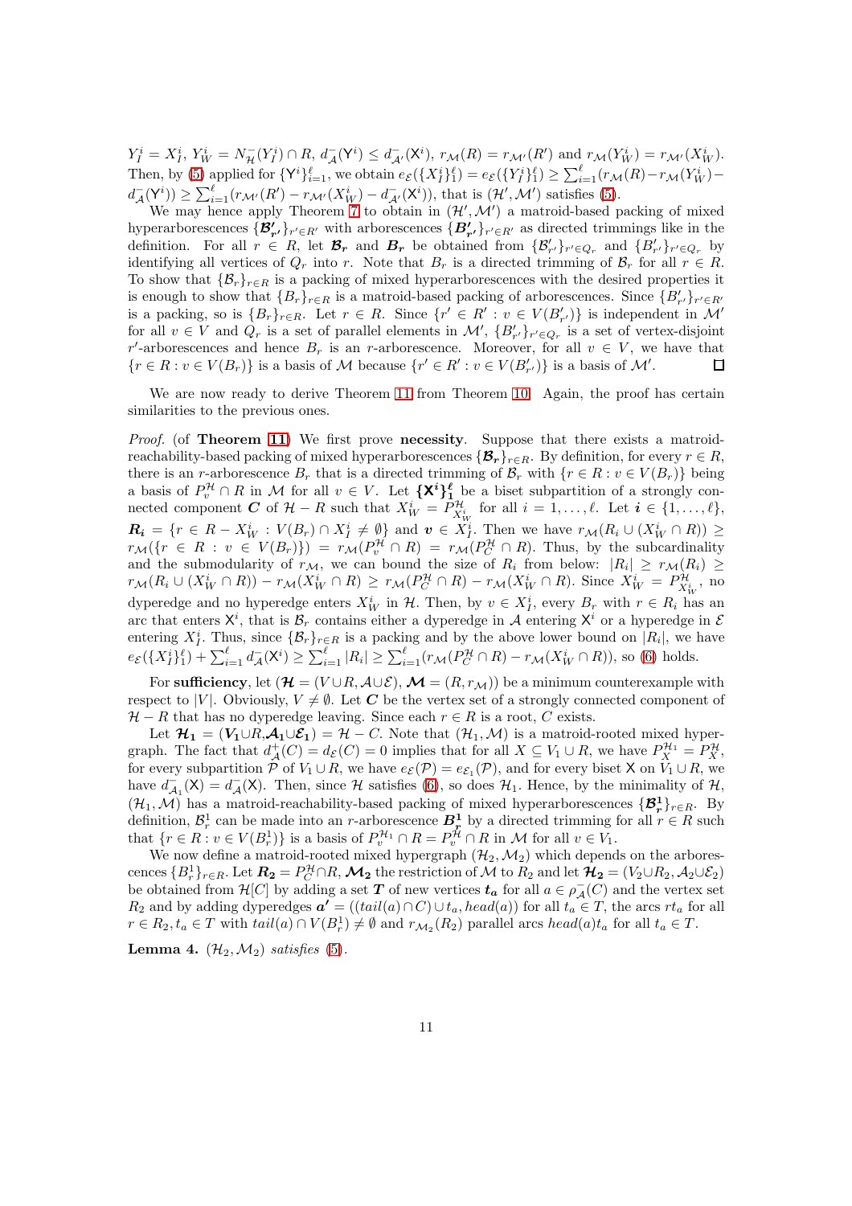$Y_I^i = X_I^i$, $Y_W^i = N_{\mathcal{H}}^-(Y_I^i) \cap R$, $d_{\mathcal{A}}^-(\mathsf{Y}^i) \leq d_{\mathcal{A}'}^-(\mathsf{X}^i)$, $r_{\mathcal{M}}(R) = r_{\mathcal{M}'}(R')$ and $r_{\mathcal{M}}(Y_W^i) = r_{\mathcal{M}'}(X_W^i)$. Then, by (5) applied for $\{\mathsf{Y}^i\}_{i=1}^{\ell}$, we obtain $e_{\mathcal{E}}(\{X_I^i\}_1^{\ell}) = e_{\mathcal{E}}(\{Y_I^i\}_1^{\ell}) \geq \sum_{i=1}^{\ell}(r_{\mathcal{M}}(R) - r_{\mathcal{M}}(Y_W^i) - d_{\mathcal{A}}^-(\mathsf{Y}^i)) \geq \sum_{i=1}^{\ell}(r_{\mathcal{M}'}(R') - r_{\mathcal{M}'}(X_W^i) - d_{\mathcal{A}'}^-(\mathsf{X}^i))$, that is $(\mathcal{H}', \mathcal{M}')$ satisfies (5).

We may hence apply Theorem 7 to obtain in $(\mathcal{H}', \mathcal{M}')$ a matroid-based packing of mixed hyperarborescences $\{\boldsymbol{\mathcal{B}'_{r'}}\}_{r' \in R'}$ with arborescences $\{\boldsymbol{B'_{r'}}\}_{r' \in R'}$ as directed trimmings like in the definition. For all $r \in R$, let $\boldsymbol{\mathcal{B}_r}$ and $\boldsymbol{B_r}$ be obtained from $\{\mathcal{B}'_{r'}\}_{r' \in Q_r}$ and $\{B'_{r'}\}_{r' \in Q_r}$ by identifying all vertices of $Q_r$ into $r$. Note that $B_r$ is a directed trimming of $\mathcal{B}_r$ for all $r \in R$. To show that $\{\mathcal{B}_r\}_{r \in R}$ is a packing of mixed hyperarborescences with the desired properties it is enough to show that $\{B_r\}_{r \in R}$ is a matroid-based packing of arborescences. Since $\{B'_{r'}\}_{r' \in R'}$ is a packing, so is $\{B_r\}_{r \in R}$. Let $r \in R$. Since $\{r' \in R' : v \in V(B'_{r'})\}$ is independent in $\mathcal{M}'$ for all $v \in V$ and $Q_r$ is a set of parallel elements in $\mathcal{M}'$, $\{B'_{r'}\}_{r' \in Q_r}$ is a set of vertex-disjoint $r'$-arborescences and hence $B_r$ is an $r$-arborescence. Moreover, for all $v \in V$, we have that $\{r \in R : v \in V(B_r)\}$ is a basis of $\mathcal{M}$ because $\{r' \in R' : v \in V(B'_{r'})\}$ is a basis of $\mathcal{M}'$. ☐

We are now ready to derive Theorem 11 from Theorem 10. Again, the proof has certain similarities to the previous ones.

*Proof.* (of **Theorem 11**) We first prove **necessity**. Suppose that there exists a matroid-reachability-based packing of mixed hyperarborescences $\{\boldsymbol{\mathcal{B}_r}\}_{r \in R}$. By definition, for every $r \in R$, there is an $r$-arborescence $B_r$ that is a directed trimming of $\mathcal{B}_r$ with $\{r \in R : v \in V(B_r)\}$ being a basis of $P_v^{\mathcal{H}} \cap R$ in $\mathcal{M}$ for all $v \in V$. Let $\boldsymbol{\{\mathsf{X}^i\}_1^{\ell}}$ be a biset subpartition of a strongly connected component $\boldsymbol{C}$ of $\mathcal{H} - R$ such that $X_W^i = P_{X_W^i}^{\mathcal{H}}$ for all $i = 1, \ldots, \ell$. Let $\boldsymbol{i} \in \{1, \ldots, \ell\}$, $\boldsymbol{R_i} = \{r \in R - X_W^i : V(B_r) \cap X_I^i \neq \emptyset\}$ and $\boldsymbol{v} \in X_I^i$. Then we have $r_{\mathcal{M}}(R_i \cup (X_W^i \cap R)) \geq r_{\mathcal{M}}(\{r \in R : v \in V(B_r)\}) = r_{\mathcal{M}}(P_v^{\mathcal{H}} \cap R) = r_{\mathcal{M}}(P_C^{\mathcal{H}} \cap R)$. Thus, by the subcardinality and the submodularity of $r_{\mathcal{M}}$, we can bound the size of $R_i$ from below: $|R_i| \geq r_{\mathcal{M}}(R_i) \geq r_{\mathcal{M}}(R_i \cup (X_W^i \cap R)) - r_{\mathcal{M}}(X_W^i \cap R) \geq r_{\mathcal{M}}(P_C^{\mathcal{H}} \cap R) - r_{\mathcal{M}}(X_W^i \cap R)$. Since $X_W^i = P_{X_W^i}^{\mathcal{H}}$, no dyperedge and no hyperedge enters $X_W^i$ in $\mathcal{H}$. Then, by $v \in X_I^i$, every $B_r$ with $r \in R_i$ has an arc that enters $\mathsf{X}^i$, that is $\mathcal{B}_r$ contains either a dyperedge in $\mathcal{A}$ entering $\mathsf{X}^i$ or a hyperedge in $\mathcal{E}$ entering $X_I^i$. Thus, since $\{\mathcal{B}_r\}_{r \in R}$ is a packing and by the above lower bound on $|R_i|$, we have $e_{\mathcal{E}}(\{X_I^i\}_1^{\ell}) + \sum_{i=1}^{\ell} d_{\mathcal{A}}^-(\mathsf{X}^i) \geq \sum_{i=1}^{\ell} |R_i| \geq \sum_{i=1}^{\ell}(r_{\mathcal{M}}(P_C^{\mathcal{H}} \cap R) - r_{\mathcal{M}}(X_W^i \cap R))$, so (6) holds.

For **sufficiency**, let $(\boldsymbol{\mathcal{H}} = (V \cup R, \mathcal{A} \cup \mathcal{E}), \boldsymbol{\mathcal{M}} = (R, r_{\mathcal{M}}))$ be a minimum counterexample with respect to $|V|$. Obviously, $V \neq \emptyset$. Let $\boldsymbol{C}$ be the vertex set of a strongly connected component of $\mathcal{H} - R$ that has no dyperedge leaving. Since each $r \in R$ is a root, $C$ exists.

Let $\boldsymbol{\mathcal{H}_1} = (\boldsymbol{V_1} \cup R, \boldsymbol{\mathcal{A}_1} \cup \boldsymbol{\mathcal{E}_1}) = \mathcal{H} - C$. Note that $(\mathcal{H}_1, \mathcal{M})$ is a matroid-rooted mixed hypergraph. The fact that $d_{\mathcal{A}}^+(C) = d_{\mathcal{E}}(C) = 0$ implies that for all $X \subseteq V_1 \cup R$, we have $P_X^{\mathcal{H}_1} = P_X^{\mathcal{H}}$, for every subpartition $\mathcal{P}$ of $V_1 \cup R$, we have $e_{\mathcal{E}}(\mathcal{P}) = e_{\mathcal{E}_1}(\mathcal{P})$, and for every biset $\mathsf{X}$ on $V_1 \cup R$, we have $d_{\mathcal{A}_1}^-(\mathsf{X}) = d_{\mathcal{A}}^-(\mathsf{X})$. Then, since $\mathcal{H}$ satisfies (6), so does $\mathcal{H}_1$. Hence, by the minimality of $\mathcal{H}$, $(\mathcal{H}_1, \mathcal{M})$ has a matroid-reachability-based packing of mixed hyperarborescences $\{\boldsymbol{\mathcal{B}_r^1}\}_{r \in R}$. By definition, $\mathcal{B}_r^1$ can be made into an $r$-arborescence $\boldsymbol{B_r^1}$ by a directed trimming for all $r \in R$ such that $\{r \in R : v \in V(B_r^1)\}$ is a basis of $P_v^{\mathcal{H}_1} \cap R = P_v^{\mathcal{H}} \cap R$ in $\mathcal{M}$ for all $v \in V_1$.

We now define a matroid-rooted mixed hypergraph $(\mathcal{H}_2, \mathcal{M}_2)$ which depends on the arborescences $\{B_r^1\}_{r \in R}$. Let $\boldsymbol{R_2} = P_C^{\mathcal{H}} \cap R$, $\boldsymbol{\mathcal{M}_2}$ the restriction of $\mathcal{M}$ to $R_2$ and let $\boldsymbol{\mathcal{H}_2} = (V_2 \cup R_2, \mathcal{A}_2 \cup \mathcal{E}_2)$ be obtained from $\mathcal{H}[C]$ by adding a set $\boldsymbol{T}$ of new vertices $\boldsymbol{t_a}$ for all $a \in \rho_{\mathcal{A}}^-(C)$ and the vertex set $R_2$ and by adding dyperedges $\boldsymbol{a'} = ((tail(a) \cap C) \cup t_a, head(a))$ for all $t_a \in T$, the arcs $rt_a$ for all $r \in R_2, t_a \in T$ with $tail(a) \cap V(B_r^1) \neq \emptyset$ and $r_{\mathcal{M}_2}(R_2)$ parallel arcs $head(a)t_a$ for all $t_a \in T$.

**Lemma 4.** *$(\mathcal{H}_2, \mathcal{M}_2)$ satisfies* (5).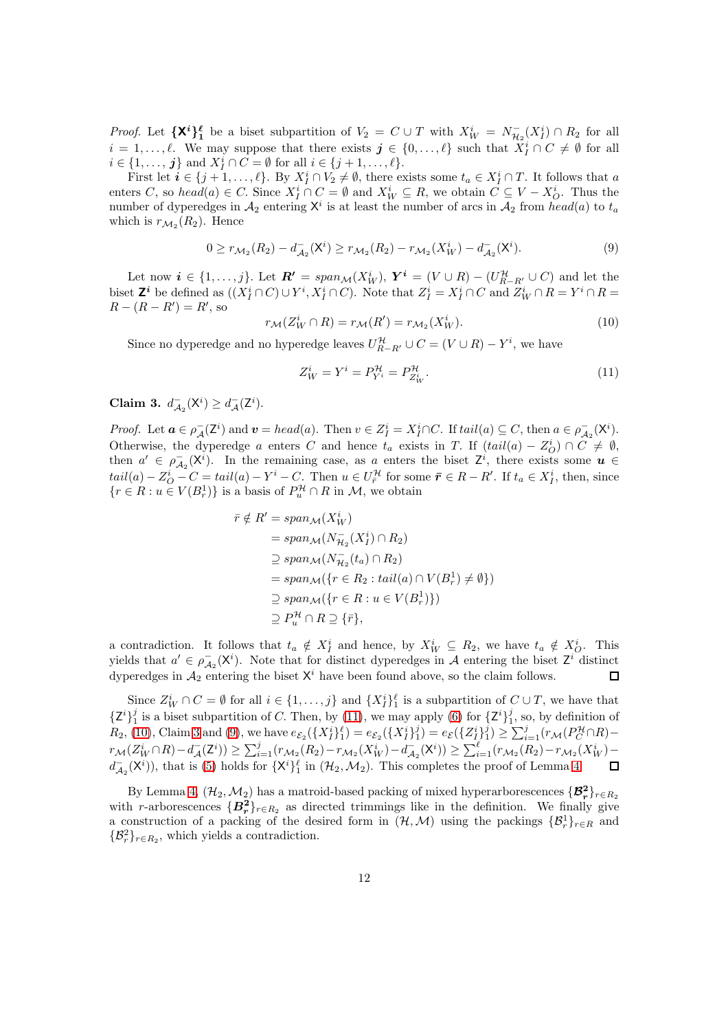*Proof.* Let $\boldsymbol{\{\mathsf{X}^i\}_1^\ell}$ be a biset subpartition of $V_2 = C \cup T$ with $X_W^i = N^-_{\mathcal{H}_2}(X_I^i) \cap R_2$ for all $i = 1, \dots, \ell$. We may suppose that there exists $\boldsymbol{j} \in \{0, \dots, \ell\}$ such that $X_I^i \cap C \neq \emptyset$ for all $i \in \{1, \dots, \boldsymbol{j}\}$ and $X_I^i \cap C = \emptyset$ for all $i \in \{j+1, \dots, \ell\}$.

First let $\boldsymbol{i} \in \{j+1, \dots, \ell\}$. By $X_I^i \cap V_2 \neq \emptyset$, there exists some $t_a \in X_I^i \cap T$. It follows that $a$ enters $C$, so $head(a) \in C$. Since $X_I^i \cap C = \emptyset$ and $X_W^i \subseteq R$, we obtain $C \subseteq V - X_O^i$. Thus the number of dyperedges in $\mathcal{A}_2$ entering $\mathsf{X}^i$ is at least the number of arcs in $\mathcal{A}_2$ from $head(a)$ to $t_a$ which is $r_{\mathcal{M}_2}(R_2)$. Hence

$$0 \geq r_{\mathcal{M}_2}(R_2) - d^-_{\mathcal{A}_2}(\mathsf{X}^i) \geq r_{\mathcal{M}_2}(R_2) - r_{\mathcal{M}_2}(X_W^i) - d^-_{\mathcal{A}_2}(\mathsf{X}^i). \tag{9}$$

Let now $\boldsymbol{i} \in \{1, \dots, j\}$. Let $\boldsymbol{R'} = span_{\mathcal{M}}(X_W^i)$, $\boldsymbol{Y^i} = (V \cup R) - (U^{\mathcal{H}}_{R-R'} \cup C)$ and let the biset $\boldsymbol{\mathsf{Z}^i}$ be defined as $((X_I^i \cap C) \cup Y^i, X_I^i \cap C)$. Note that $Z_I^i = X_I^i \cap C$ and $Z_W^i \cap R = Y^i \cap R = R - (R - R') = R'$, so

$$r_{\mathcal{M}}(Z_W^i \cap R) = r_{\mathcal{M}}(R') = r_{\mathcal{M}_2}(X_W^i). \tag{10}$$

Since no dyperedge and no hyperedge leaves $U^{\mathcal{H}}_{R-R'} \cup C = (V \cup R) - Y^i$, we have

$$Z_W^i = Y^i = P^{\mathcal{H}}_{Y^i} = P^{\mathcal{H}}_{Z_W^i}. \tag{11}$$

**Claim 3.** $d^-_{\mathcal{A}_2}(\mathsf{X}^i) \geq d^-_{\mathcal{A}}(\mathsf{Z}^i)$.

*Proof.* Let $\boldsymbol{a} \in \rho^-_{\mathcal{A}}(\mathsf{Z}^i)$ and $\boldsymbol{v} = head(a)$. Then $v \in Z_I^i = X_I^i \cap C$. If $tail(a) \subseteq C$, then $a \in \rho^-_{\mathcal{A}_2}(\mathsf{X}^i)$. Otherwise, the dyperedge $a$ enters $C$ and hence $t_a$ exists in $T$. If $(tail(a) - Z_O^i) \cap C \neq \emptyset$, then $a' \in \rho^-_{\mathcal{A}_2}(\mathsf{X}^i)$. In the remaining case, as $a$ enters the biset $\mathsf{Z}^i$, there exists some $\boldsymbol{u} \in tail(a) - Z_O^i - C = tail(a) - Y^i - C$. Then $u \in U^{\mathcal{H}}_{\bar{r}}$ for some $\bar{\boldsymbol{r}} \in R - R'$. If $t_a \in X_I^i$, then, since $\{r \in R : u \in V(B_r^1)\}$ is a basis of $P^{\mathcal{H}}_u \cap R$ in $\mathcal{M}$, we obtain

$$\begin{aligned}
\bar{r} \notin R' &= span_{\mathcal{M}}(X_W^i) \\
&= span_{\mathcal{M}}(N^-_{\mathcal{H}_2}(X_I^i) \cap R_2) \\
&\supseteq span_{\mathcal{M}}(N^-_{\mathcal{H}_2}(t_a) \cap R_2) \\
&= span_{\mathcal{M}}(\{r \in R_2 : tail(a) \cap V(B_r^1) \neq \emptyset\}) \\
&\supseteq span_{\mathcal{M}}(\{r \in R : u \in V(B_r^1)\}) \\
&\supseteq P^{\mathcal{H}}_u \cap R \supseteq \{\bar{r}\},
\end{aligned}$$

a contradiction. It follows that $t_a \notin X_I^i$ and hence, by $X_W^i \subseteq R_2$, we have $t_a \notin X_O^i$. This yields that $a' \in \rho^-_{\mathcal{A}_2}(\mathsf{X}^i)$. Note that for distinct dyperedges in $\mathcal{A}$ entering the biset $\mathsf{Z}^i$ distinct dyperedges in $\mathcal{A}_2$ entering the biset $\mathsf{X}^i$ have been found above, so the claim follows. $\square$

Since $Z_W^i \cap C = \emptyset$ for all $i \in \{1, \dots, j\}$ and $\{X_I^i\}_1^\ell$ is a subpartition of $C \cup T$, we have that $\{\mathsf{Z}^i\}_1^j$ is a biset subpartition of $C$. Then, by (11), we may apply (6) for $\{\mathsf{Z}^i\}_1^j$, so, by definition of $R_2$, (10), Claim 3 and (9), we have $e_{\mathcal{E}_2}(\{X_I^i\}_1^\ell) = e_{\mathcal{E}_2}(\{X_I^i\}_1^j) = e_{\mathcal{E}}(\{Z_I^i\}_1^j) \geq \sum_{i=1}^j (r_{\mathcal{M}}(P^{\mathcal{H}}_C \cap R) - r_{\mathcal{M}}(Z_W^i \cap R) - d^-_{\mathcal{A}}(\mathsf{Z}^i)) \geq \sum_{i=1}^j (r_{\mathcal{M}_2}(R_2) - r_{\mathcal{M}_2}(X_W^i) - d^-_{\mathcal{A}_2}(\mathsf{X}^i)) \geq \sum_{i=1}^\ell (r_{\mathcal{M}_2}(R_2) - r_{\mathcal{M}_2}(X_W^i) - d^-_{\mathcal{A}_2}(\mathsf{X}^i))$, that is (5) holds for $\{\mathsf{X}^i\}_1^\ell$ in $(\mathcal{H}_2, \mathcal{M}_2)$. This completes the proof of Lemma 4. $\square$

By Lemma 4, $(\mathcal{H}_2, \mathcal{M}_2)$ has a matroid-based packing of mixed hyperarborescences $\{\boldsymbol{\mathcal{B}^2_r}\}_{r \in R_2}$ with $r$-arborescences $\{\boldsymbol{B^2_r}\}_{r \in R_2}$ as directed trimmings like in the definition. We finally give a construction of a packing of the desired form in $(\mathcal{H}, \mathcal{M})$ using the packings $\{\mathcal{B}^1_r\}_{r \in R}$ and $\{\mathcal{B}^2_r\}_{r \in R_2}$, which yields a contradiction.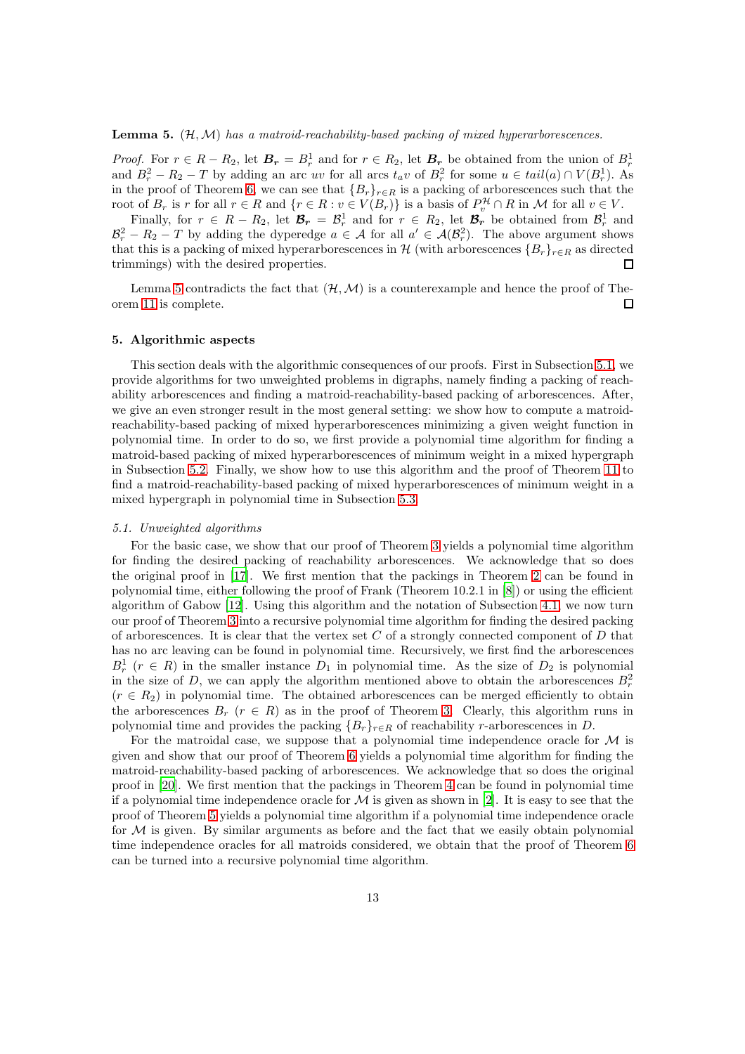**Lemma 5.** *$(\mathcal{H}, \mathcal{M})$ has a matroid-reachability-based packing of mixed hyperarborescences.*

*Proof.* For $r \in R - R_2$, let $\boldsymbol{B_r} = B_r^1$ and for $r \in R_2$, let $\boldsymbol{B_r}$ be obtained from the union of $B_r^1$ and $B_r^2 - R_2 - T$ by adding an arc $uv$ for all arcs $t_a v$ of $B_r^2$ for some $u \in tail(a) \cap V(B_r^1)$. As in the proof of Theorem 6, we can see that $\{B_r\}_{r \in R}$ is a packing of arborescences such that the root of $B_r$ is $r$ for all $r \in R$ and $\{r \in R : v \in V(B_r)\}$ is a basis of $P_v^{\mathcal{H}} \cap R$ in $\mathcal{M}$ for all $v \in V$.

Finally, for $r \in R - R_2$, let $\boldsymbol{\mathcal{B}_r} = \mathcal{B}_r^1$ and for $r \in R_2$, let $\boldsymbol{\mathcal{B}_r}$ be obtained from $\mathcal{B}_r^1$ and $\mathcal{B}_r^2 - R_2 - T$ by adding the dyperedge $a \in \mathcal{A}$ for all $a' \in \mathcal{A}(\mathcal{B}_r^2)$. The above argument shows that this is a packing of mixed hyperarborescences in $\mathcal{H}$ (with arborescences $\{B_r\}_{r \in R}$ as directed trimmings) with the desired properties. □

Lemma 5 contradicts the fact that $(\mathcal{H}, \mathcal{M})$ is a counterexample and hence the proof of Theorem 11 is complete. □

## 5. Algorithmic aspects

This section deals with the algorithmic consequences of our proofs. First in Subsection 5.1, we provide algorithms for two unweighted problems in digraphs, namely finding a packing of reachability arborescences and finding a matroid-reachability-based packing of arborescences. After, we give an even stronger result in the most general setting: we show how to compute a matroid-reachability-based packing of mixed hyperarborescences minimizing a given weight function in polynomial time. In order to do so, we first provide a polynomial time algorithm for finding a matroid-based packing of mixed hyperarborescences of minimum weight in a mixed hypergraph in Subsection 5.2. Finally, we show how to use this algorithm and the proof of Theorem 11 to find a matroid-reachability-based packing of mixed hyperarborescences of minimum weight in a mixed hypergraph in polynomial time in Subsection 5.3.

### 5.1. Unweighted algorithms

For the basic case, we show that our proof of Theorem 3 yields a polynomial time algorithm for finding the desired packing of reachability arborescences. We acknowledge that so does the original proof in [17]. We first mention that the packings in Theorem 2 can be found in polynomial time, either following the proof of Frank (Theorem 10.2.1 in [8]) or using the efficient algorithm of Gabow [12]. Using this algorithm and the notation of Subsection 4.1, we now turn our proof of Theorem 3 into a recursive polynomial time algorithm for finding the desired packing of arborescences. It is clear that the vertex set $C$ of a strongly connected component of $D$ that has no arc leaving can be found in polynomial time. Recursively, we first find the arborescences $B_r^1$ $(r \in R)$ in the smaller instance $D_1$ in polynomial time. As the size of $D_2$ is polynomial in the size of $D$, we can apply the algorithm mentioned above to obtain the arborescences $B_r^2$ $(r \in R_2)$ in polynomial time. The obtained arborescences can be merged efficiently to obtain the arborescences $B_r$ $(r \in R)$ as in the proof of Theorem 3. Clearly, this algorithm runs in polynomial time and provides the packing $\{B_r\}_{r \in R}$ of reachability $r$-arborescences in $D$.

For the matroidal case, we suppose that a polynomial time independence oracle for $\mathcal{M}$ is given and show that our proof of Theorem 6 yields a polynomial time algorithm for finding the matroid-reachability-based packing of arborescences. We acknowledge that so does the original proof in [20]. We first mention that the packings in Theorem 4 can be found in polynomial time if a polynomial time independence oracle for $\mathcal{M}$ is given as shown in [2]. It is easy to see that the proof of Theorem 5 yields a polynomial time algorithm if a polynomial time independence oracle for $\mathcal{M}$ is given. By similar arguments as before and the fact that we easily obtain polynomial time independence oracles for all matroids considered, we obtain that the proof of Theorem 6 can be turned into a recursive polynomial time algorithm.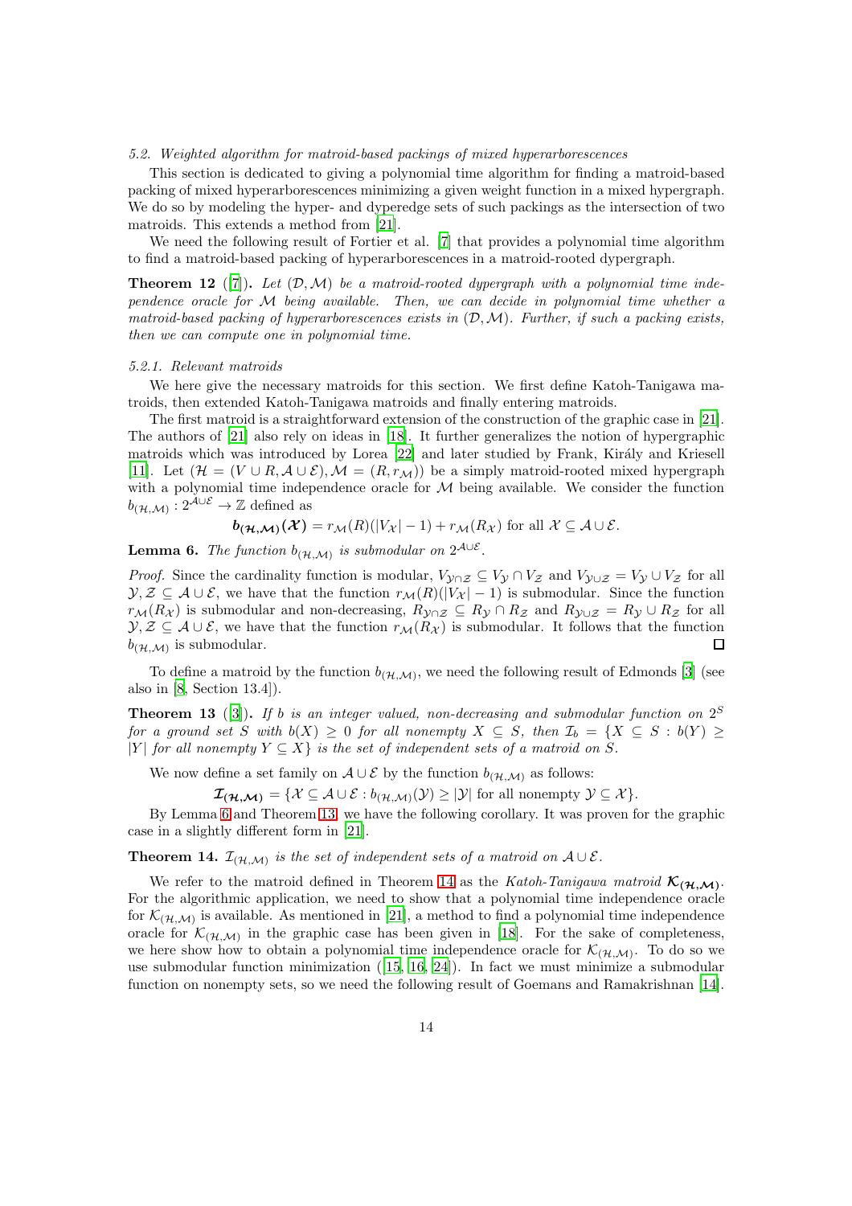### 5.2. Weighted algorithm for matroid-based packings of mixed hyperarborescences

This section is dedicated to giving a polynomial time algorithm for finding a matroid-based packing of mixed hyperarborescences minimizing a given weight function in a mixed hypergraph. We do so by modeling the hyper- and dyperedge sets of such packings as the intersection of two matroids. This extends a method from [21].

We need the following result of Fortier et al. [7] that provides a polynomial time algorithm to find a matroid-based packing of hyperarborescences in a matroid-rooted dypergraph.

**Theorem 12** ([7]). *Let $(\mathcal{D}, \mathcal{M})$ be a matroid-rooted dypergraph with a polynomial time independence oracle for $\mathcal{M}$ being available. Then, we can decide in polynomial time whether a matroid-based packing of hyperarborescences exists in $(\mathcal{D}, \mathcal{M})$. Further, if such a packing exists, then we can compute one in polynomial time.*

#### 5.2.1. Relevant matroids

We here give the necessary matroids for this section. We first define Katoh-Tanigawa matroids, then extended Katoh-Tanigawa matroids and finally entering matroids.

The first matroid is a straightforward extension of the construction of the graphic case in [21]. The authors of [21] also rely on ideas in [18]. It further generalizes the notion of hypergraphic matroids which was introduced by Lorea [22] and later studied by Frank, Király and Kriesell [11]. Let $(\mathcal{H} = (V \cup R, \mathcal{A} \cup \mathcal{E}), \mathcal{M} = (R, r_{\mathcal{M}}))$ be a simply matroid-rooted mixed hypergraph with a polynomial time independence oracle for $\mathcal{M}$ being available. We consider the function $b_{(\mathcal{H},\mathcal{M})} : 2^{\mathcal{A}\cup\mathcal{E}} \to \mathbb{Z}$ defined as

$$\boldsymbol{b_{(\mathcal{H},\mathcal{M})}(\mathcal{X})} = r_{\mathcal{M}}(R)(|V_{\mathcal{X}}| - 1) + r_{\mathcal{M}}(R_{\mathcal{X}}) \text{ for all } \mathcal{X} \subseteq \mathcal{A} \cup \mathcal{E}.$$

**Lemma 6.** *The function $b_{(\mathcal{H},\mathcal{M})}$ is submodular on $2^{\mathcal{A}\cup\mathcal{E}}$.*

*Proof.* Since the cardinality function is modular, $V_{\mathcal{Y}\cap\mathcal{Z}} \subseteq V_{\mathcal{Y}} \cap V_{\mathcal{Z}}$ and $V_{\mathcal{Y}\cup\mathcal{Z}} = V_{\mathcal{Y}} \cup V_{\mathcal{Z}}$ for all $\mathcal{Y}, \mathcal{Z} \subseteq \mathcal{A} \cup \mathcal{E}$, we have that the function $r_{\mathcal{M}}(R)(|V_{\mathcal{X}}| - 1)$ is submodular. Since the function $r_{\mathcal{M}}(R_{\mathcal{X}})$ is submodular and non-decreasing, $R_{\mathcal{Y}\cap\mathcal{Z}} \subseteq R_{\mathcal{Y}} \cap R_{\mathcal{Z}}$ and $R_{\mathcal{Y}\cup\mathcal{Z}} = R_{\mathcal{Y}} \cup R_{\mathcal{Z}}$ for all $\mathcal{Y}, \mathcal{Z} \subseteq \mathcal{A} \cup \mathcal{E}$, we have that the function $r_{\mathcal{M}}(R_{\mathcal{X}})$ is submodular. It follows that the function $b_{(\mathcal{H},\mathcal{M})}$ is submodular. □

To define a matroid by the function $b_{(\mathcal{H},\mathcal{M})}$, we need the following result of Edmonds [3] (see also in [8, Section 13.4]).

**Theorem 13** ([3]). *If $b$ is an integer valued, non-decreasing and submodular function on $2^S$ for a ground set $S$ with $b(X) \geq 0$ for all nonempty $X \subseteq S$, then $\mathcal{I}_b = \{X \subseteq S : b(Y) \geq |Y| \text{ for all nonempty } Y \subseteq X\}$ is the set of independent sets of a matroid on $S$.*

We now define a set family on $\mathcal{A} \cup \mathcal{E}$ by the function $b_{(\mathcal{H},\mathcal{M})}$ as follows:

$$\boldsymbol{\mathcal{I}_{(\mathcal{H},\mathcal{M})}} = \{\mathcal{X} \subseteq \mathcal{A} \cup \mathcal{E} : b_{(\mathcal{H},\mathcal{M})}(\mathcal{Y}) \geq |\mathcal{Y}| \text{ for all nonempty } \mathcal{Y} \subseteq \mathcal{X}\}.$$

By Lemma 6 and Theorem 13, we have the following corollary. It was proven for the graphic case in a slightly different form in [21].

**Theorem 14.** *$\mathcal{I}_{(\mathcal{H},\mathcal{M})}$ is the set of independent sets of a matroid on $\mathcal{A} \cup \mathcal{E}$.*

We refer to the matroid defined in Theorem 14 as the *Katoh-Tanigawa matroid* $\boldsymbol{\mathcal{K}_{(\mathcal{H},\mathcal{M})}}$. For the algorithmic application, we need to show that a polynomial time independence oracle for $\mathcal{K}_{(\mathcal{H},\mathcal{M})}$ is available. As mentioned in [21], a method to find a polynomial time independence oracle for $\mathcal{K}_{(\mathcal{H},\mathcal{M})}$ in the graphic case has been given in [18]. For the sake of completeness, we here show how to obtain a polynomial time independence oracle for $\mathcal{K}_{(\mathcal{H},\mathcal{M})}$. To do so we use submodular function minimization ([15, 16, 24]). In fact we must minimize a submodular function on nonempty sets, so we need the following result of Goemans and Ramakrishnan [14].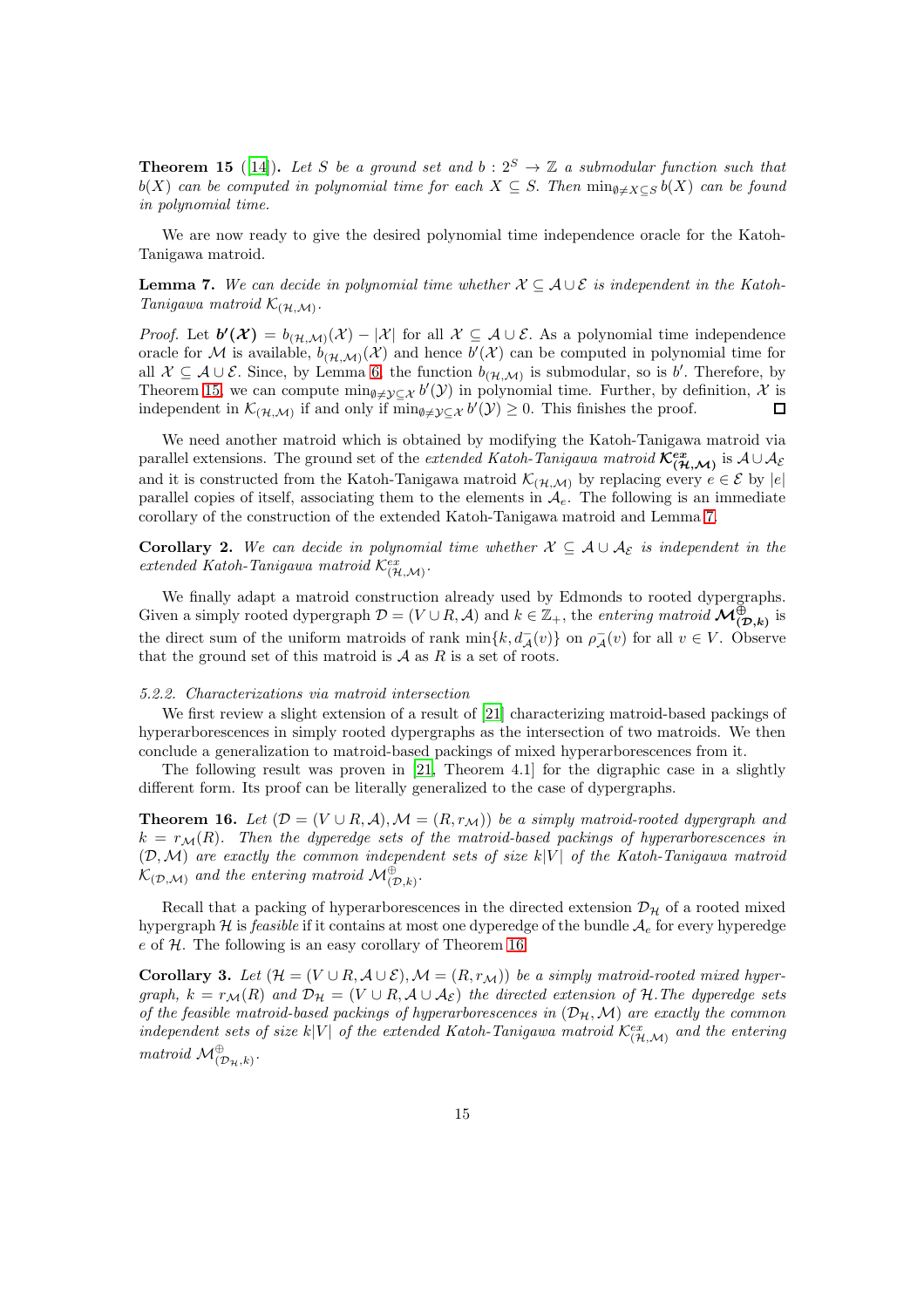**Theorem 15** ([14]). *Let $S$ be a ground set and $b : 2^S \to \mathbb{Z}$ a submodular function such that $b(X)$ can be computed in polynomial time for each $X \subseteq S$. Then $\min_{\emptyset \neq X \subseteq S} b(X)$ can be found in polynomial time.*

We are now ready to give the desired polynomial time independence oracle for the Katoh-Tanigawa matroid.

**Lemma 7.** *We can decide in polynomial time whether $\mathcal{X} \subseteq \mathcal{A} \cup \mathcal{E}$ is independent in the Katoh-Tanigawa matroid $\mathcal{K}_{(\mathcal{H},\mathcal{M})}$.*

*Proof.* Let $\boldsymbol{b'(\mathcal{X})} = b_{(\mathcal{H},\mathcal{M})}(\mathcal{X}) - |\mathcal{X}|$ for all $\mathcal{X} \subseteq \mathcal{A} \cup \mathcal{E}$. As a polynomial time independence oracle for $\mathcal{M}$ is available, $b_{(\mathcal{H},\mathcal{M})}(\mathcal{X})$ and hence $b'(\mathcal{X})$ can be computed in polynomial time for all $\mathcal{X} \subseteq \mathcal{A} \cup \mathcal{E}$. Since, by Lemma 6, the function $b_{(\mathcal{H},\mathcal{M})}$ is submodular, so is $b'$. Therefore, by Theorem 15, we can compute $\min_{\emptyset \neq \mathcal{Y} \subseteq \mathcal{X}} b'(\mathcal{Y})$ in polynomial time. Further, by definition, $\mathcal{X}$ is independent in $\mathcal{K}_{(\mathcal{H},\mathcal{M})}$ if and only if $\min_{\emptyset \neq \mathcal{Y} \subseteq \mathcal{X}} b'(\mathcal{Y}) \geq 0$. This finishes the proof. $\square$

We need another matroid which is obtained by modifying the Katoh-Tanigawa matroid via parallel extensions. The ground set of the *extended Katoh-Tanigawa matroid* $\boldsymbol{\mathcal{K}^{ex}_{(\mathcal{H},\mathcal{M})}}$ is $\mathcal{A} \cup \mathcal{A}_\mathcal{E}$ and it is constructed from the Katoh-Tanigawa matroid $\mathcal{K}_{(\mathcal{H},\mathcal{M})}$ by replacing every $e \in \mathcal{E}$ by $|e|$ parallel copies of itself, associating them to the elements in $\mathcal{A}_e$. The following is an immediate corollary of the construction of the extended Katoh-Tanigawa matroid and Lemma 7.

**Corollary 2.** *We can decide in polynomial time whether $\mathcal{X} \subseteq \mathcal{A} \cup \mathcal{A}_\mathcal{E}$ is independent in the extended Katoh-Tanigawa matroid $\mathcal{K}^{ex}_{(\mathcal{H},\mathcal{M})}$.*

We finally adapt a matroid construction already used by Edmonds to rooted dypergraphs. Given a simply rooted dypergraph $\mathcal{D} = (V \cup R, \mathcal{A})$ and $k \in \mathbb{Z}_+$, the *entering matroid* $\boldsymbol{\mathcal{M}^{\oplus}_{(\mathcal{D},k)}}$ is the direct sum of the uniform matroids of rank $\min\{k, d^-_\mathcal{A}(v)\}$ on $\rho^-_\mathcal{A}(v)$ for all $v \in V$. Observe that the ground set of this matroid is $\mathcal{A}$ as $R$ is a set of roots.

*5.2.2. Characterizations via matroid intersection*

We first review a slight extension of a result of [21] characterizing matroid-based packings of hyperarborescences in simply rooted dypergraphs as the intersection of two matroids. We then conclude a generalization to matroid-based packings of mixed hyperarborescences from it.

The following result was proven in [21, Theorem 4.1] for the digraphic case in a slightly different form. Its proof can be literally generalized to the case of dypergraphs.

**Theorem 16.** *Let $(\mathcal{D} = (V \cup R, \mathcal{A}), \mathcal{M} = (R, r_\mathcal{M}))$ be a simply matroid-rooted dypergraph and $k = r_\mathcal{M}(R)$. Then the dyperedge sets of the matroid-based packings of hyperarborescences in $(\mathcal{D}, \mathcal{M})$ are exactly the common independent sets of size $k|V|$ of the Katoh-Tanigawa matroid $\mathcal{K}_{(\mathcal{D},\mathcal{M})}$ and the entering matroid $\mathcal{M}^{\oplus}_{(\mathcal{D},k)}$.*

Recall that a packing of hyperarborescences in the directed extension $\mathcal{D}_\mathcal{H}$ of a rooted mixed hypergraph $\mathcal{H}$ is *feasible* if it contains at most one dyperedge of the bundle $\mathcal{A}_e$ for every hyperedge $e$ of $\mathcal{H}$. The following is an easy corollary of Theorem 16.

**Corollary 3.** *Let $(\mathcal{H} = (V \cup R, \mathcal{A} \cup \mathcal{E}), \mathcal{M} = (R, r_\mathcal{M}))$ be a simply matroid-rooted mixed hypergraph, $k = r_\mathcal{M}(R)$ and $\mathcal{D}_\mathcal{H} = (V \cup R, \mathcal{A} \cup \mathcal{A}_\mathcal{E})$ the directed extension of $\mathcal{H}$. The dyperedge sets of the feasible matroid-based packings of hyperarborescences in $(\mathcal{D}_\mathcal{H}, \mathcal{M})$ are exactly the common independent sets of size $k|V|$ of the extended Katoh-Tanigawa matroid $\mathcal{K}^{ex}_{(\mathcal{H},\mathcal{M})}$ and the entering matroid $\mathcal{M}^{\oplus}_{(\mathcal{D}_\mathcal{H},k)}$.*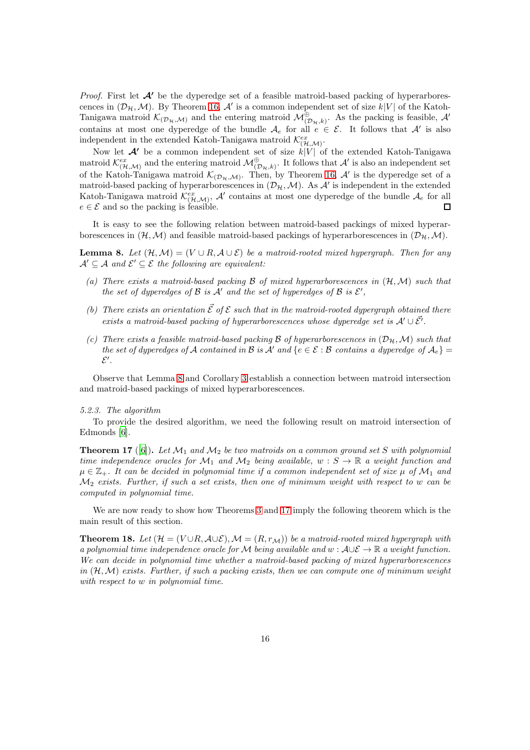*Proof.* First let $\mathcal{A}'$ be the dyperedge set of a feasible matroid-based packing of hyperarborescences in $(\mathcal{D}_\mathcal{H}, \mathcal{M})$. By Theorem 16, $\mathcal{A}'$ is a common independent set of size $k|V|$ of the Katoh-Tanigawa matroid $\mathcal{K}_{(\mathcal{D}_\mathcal{H},\mathcal{M})}$ and the entering matroid $\mathcal{M}^{\oplus}_{(\mathcal{D}_\mathcal{H},k)}$. As the packing is feasible, $\mathcal{A}'$ contains at most one dyperedge of the bundle $\mathcal{A}_e$ for all $e \in \mathcal{E}$. It follows that $\mathcal{A}'$ is also independent in the extended Katoh-Tanigawa matroid $\mathcal{K}^{ex}_{(\mathcal{H},\mathcal{M})}$.

Now let $\mathcal{A}'$ be a common independent set of size $k|V|$ of the extended Katoh-Tanigawa matroid $\mathcal{K}^{ex}_{(\mathcal{H},\mathcal{M})}$ and the entering matroid $\mathcal{M}^{\oplus}_{(\mathcal{D}_\mathcal{H},k)}$. It follows that $\mathcal{A}'$ is also an independent set of the Katoh-Tanigawa matroid $\mathcal{K}_{(\mathcal{D}_\mathcal{H},\mathcal{M})}$. Then, by Theorem 16, $\mathcal{A}'$ is the dyperedge set of a matroid-based packing of hyperarborescences in $(\mathcal{D}_\mathcal{H}, \mathcal{M})$. As $\mathcal{A}'$ is independent in the extended Katoh-Tanigawa matroid $\mathcal{K}^{ex}_{(\mathcal{H},\mathcal{M})}$, $\mathcal{A}'$ contains at most one dyperedge of the bundle $\mathcal{A}_e$ for all $e \in \mathcal{E}$ and so the packing is feasible. □

It is easy to see the following relation between matroid-based packings of mixed hyperarborescences in $(\mathcal{H}, \mathcal{M})$ and feasible matroid-based packings of hyperarborescences in $(\mathcal{D}_\mathcal{H}, \mathcal{M})$.

**Lemma 8.** *Let $(\mathcal{H}, \mathcal{M}) = (V \cup R, \mathcal{A} \cup \mathcal{E})$ be a matroid-rooted mixed hypergraph. Then for any $\mathcal{A}' \subseteq \mathcal{A}$ and $\mathcal{E}' \subseteq \mathcal{E}$ the following are equivalent:*

*(a) There exists a matroid-based packing $\mathcal{B}$ of mixed hyperarborescences in $(\mathcal{H}, \mathcal{M})$ such that the set of dyperedges of $\mathcal{B}$ is $\mathcal{A}'$ and the set of hyperedges of $\mathcal{B}$ is $\mathcal{E}'$,*

*(b) There exists an orientation $\vec{\mathcal{E}}$ of $\mathcal{E}$ such that in the matroid-rooted dypergraph obtained there exists a matroid-based packing of hyperarborescences whose dyperedge set is $\mathcal{A}' \cup \vec{\mathcal{E}}'$.*

*(c) There exists a feasible matroid-based packing $\mathcal{B}$ of hyperarborescences in $(\mathcal{D}_\mathcal{H}, \mathcal{M})$ such that the set of dyperedges of $\mathcal{A}$ contained in $\mathcal{B}$ is $\mathcal{A}'$ and $\{e \in \mathcal{E} : \mathcal{B}$ contains a dyperedge of $\mathcal{A}_e\} = \mathcal{E}'$.*

Observe that Lemma 8 and Corollary 3 establish a connection between matroid intersection and matroid-based packings of mixed hyperarborescences.

*5.2.3. The algorithm*

To provide the desired algorithm, we need the following result on matroid intersection of Edmonds [6].

**Theorem 17** ([6]). *Let $\mathcal{M}_1$ and $\mathcal{M}_2$ be two matroids on a common ground set $S$ with polynomial time independence oracles for $\mathcal{M}_1$ and $\mathcal{M}_2$ being available, $w : S \to \mathbb{R}$ a weight function and $\mu \in \mathbb{Z}_+$. It can be decided in polynomial time if a common independent set of size $\mu$ of $\mathcal{M}_1$ and $\mathcal{M}_2$ exists. Further, if such a set exists, then one of minimum weight with respect to $w$ can be computed in polynomial time.*

We are now ready to show how Theorems 3 and 17 imply the following theorem which is the main result of this section.

**Theorem 18.** *Let $(\mathcal{H} = (V \cup R, \mathcal{A} \cup \mathcal{E}), \mathcal{M} = (R, r_\mathcal{M}))$ be a matroid-rooted mixed hypergraph with a polynomial time independence oracle for $\mathcal{M}$ being available and $w : \mathcal{A} \cup \mathcal{E} \to \mathbb{R}$ a weight function. We can decide in polynomial time whether a matroid-based packing of mixed hyperarborescences in $(\mathcal{H}, \mathcal{M})$ exists. Further, if such a packing exists, then we can compute one of minimum weight with respect to $w$ in polynomial time.*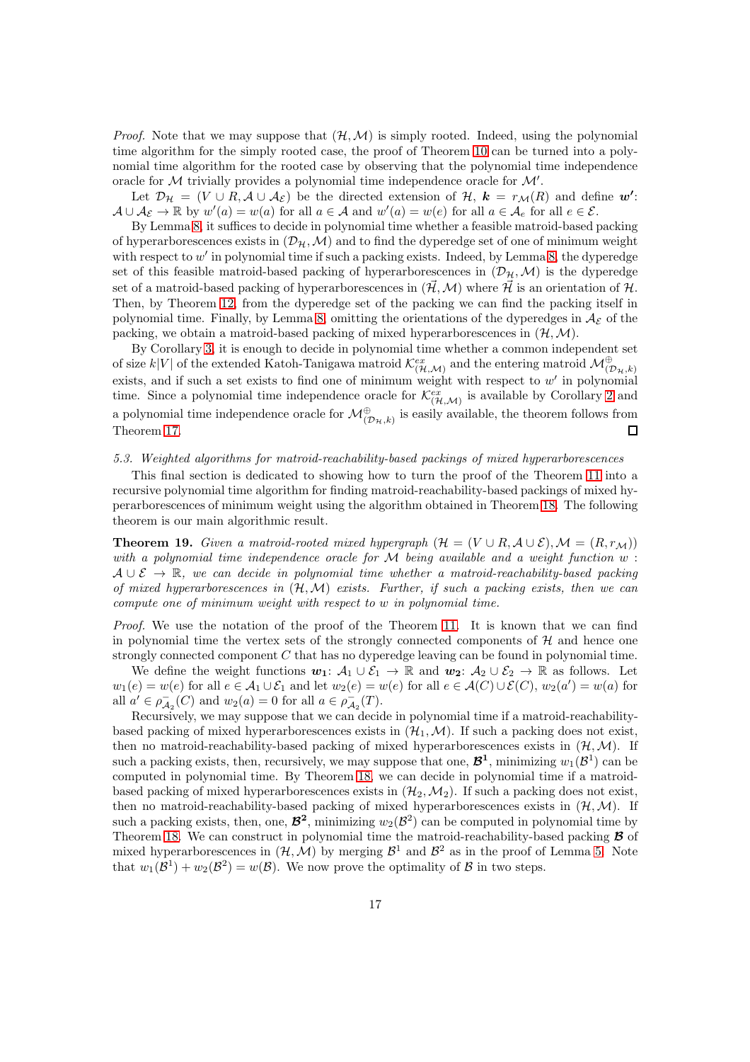*Proof.* Note that we may suppose that $(\mathcal{H}, \mathcal{M})$ is simply rooted. Indeed, using the polynomial time algorithm for the simply rooted case, the proof of Theorem 10 can be turned into a polynomial time algorithm for the rooted case by observing that the polynomial time independence oracle for $\mathcal{M}$ trivially provides a polynomial time independence oracle for $\mathcal{M}'$.

Let $\mathcal{D}_\mathcal{H} = (V \cup R, \mathcal{A} \cup \mathcal{A}_\mathcal{E})$ be the directed extension of $\mathcal{H}$, $\boldsymbol{k} = r_\mathcal{M}(R)$ and define $\boldsymbol{w'}$: $\mathcal{A} \cup \mathcal{A}_\mathcal{E} \to \mathbb{R}$ by $w'(a) = w(a)$ for all $a \in \mathcal{A}$ and $w'(a) = w(e)$ for all $a \in \mathcal{A}_e$ for all $e \in \mathcal{E}$.

By Lemma 8, it suffices to decide in polynomial time whether a feasible matroid-based packing of hyperarborescences exists in $(\mathcal{D}_\mathcal{H}, \mathcal{M})$ and to find the dyperedge set of one of minimum weight with respect to $w'$ in polynomial time if such a packing exists. Indeed, by Lemma 8, the dyperedge set of this feasible matroid-based packing of hyperarborescences in $(\mathcal{D}_\mathcal{H}, \mathcal{M})$ is the dyperedge set of a matroid-based packing of hyperarborescences in $(\vec{\mathcal{H}}, \mathcal{M})$ where $\vec{\mathcal{H}}$ is an orientation of $\mathcal{H}$. Then, by Theorem 12, from the dyperedge set of the packing we can find the packing itself in polynomial time. Finally, by Lemma 8, omitting the orientations of the dyperedges in $\mathcal{A}_\mathcal{E}$ of the packing, we obtain a matroid-based packing of mixed hyperarborescences in $(\mathcal{H}, \mathcal{M})$.

By Corollary 3, it is enough to decide in polynomial time whether a common independent set of size $k|V|$ of the extended Katoh-Tanigawa matroid $\mathcal{K}^{ex}_{(\mathcal{H},\mathcal{M})}$ and the entering matroid $\mathcal{M}^{\oplus}_{(\mathcal{D}_\mathcal{H},k)}$ exists, and if such a set exists to find one of minimum weight with respect to $w'$ in polynomial time. Since a polynomial time independence oracle for $\mathcal{K}^{ex}_{(\mathcal{H},\mathcal{M})}$ is available by Corollary 2 and a polynomial time independence oracle for $\mathcal{M}^{\oplus}_{(\mathcal{D}_\mathcal{H},k)}$ is easily available, the theorem follows from Theorem 17. □

### 5.3. Weighted algorithms for matroid-reachability-based packings of mixed hyperarborescences

This final section is dedicated to showing how to turn the proof of the Theorem 11 into a recursive polynomial time algorithm for finding matroid-reachability-based packings of mixed hyperarborescences of minimum weight using the algorithm obtained in Theorem 18. The following theorem is our main algorithmic result.

**Theorem 19.** *Given a matroid-rooted mixed hypergraph $(\mathcal{H} = (V \cup R, \mathcal{A} \cup \mathcal{E}), \mathcal{M} = (R, r_\mathcal{M}))$ with a polynomial time independence oracle for $\mathcal{M}$ being available and a weight function $w : \mathcal{A} \cup \mathcal{E} \to \mathbb{R}$, we can decide in polynomial time whether a matroid-reachability-based packing of mixed hyperarborescences in $(\mathcal{H}, \mathcal{M})$ exists. Further, if such a packing exists, then we can compute one of minimum weight with respect to $w$ in polynomial time.*

*Proof.* We use the notation of the proof of the Theorem 11. It is known that we can find in polynomial time the vertex sets of the strongly connected components of $\mathcal{H}$ and hence one strongly connected component $C$ that has no dyperedge leaving can be found in polynomial time.

We define the weight functions $\boldsymbol{w_1}$: $\mathcal{A}_1 \cup \mathcal{E}_1 \to \mathbb{R}$ and $\boldsymbol{w_2}$: $\mathcal{A}_2 \cup \mathcal{E}_2 \to \mathbb{R}$ as follows. Let $w_1(e) = w(e)$ for all $e \in \mathcal{A}_1 \cup \mathcal{E}_1$ and let $w_2(e) = w(e)$ for all $e \in \mathcal{A}(C) \cup \mathcal{E}(C)$, $w_2(a') = w(a)$ for all $a' \in \rho^-_{\mathcal{A}_2}(C)$ and $w_2(a) = 0$ for all $a \in \rho^-_{\mathcal{A}_2}(T)$.

Recursively, we may suppose that we can decide in polynomial time if a matroid-reachability-based packing of mixed hyperarborescences exists in $(\mathcal{H}_1, \mathcal{M})$. If such a packing does not exist, then no matroid-reachability-based packing of mixed hyperarborescences exists in $(\mathcal{H}, \mathcal{M})$. If such a packing exists, then, recursively, we may suppose that one, $\boldsymbol{\mathcal{B}^1}$, minimizing $w_1(\mathcal{B}^1)$ can be computed in polynomial time. By Theorem 18, we can decide in polynomial time if a matroid-based packing of mixed hyperarborescences exists in $(\mathcal{H}_2, \mathcal{M}_2)$. If such a packing does not exist, then no matroid-reachability-based packing of mixed hyperarborescences exists in $(\mathcal{H}, \mathcal{M})$. If such a packing exists, then, one, $\boldsymbol{\mathcal{B}^2}$, minimizing $w_2(\mathcal{B}^2)$ can be computed in polynomial time by Theorem 18. We can construct in polynomial time the matroid-reachability-based packing $\boldsymbol{\mathcal{B}}$ of mixed hyperarborescences in $(\mathcal{H}, \mathcal{M})$ by merging $\mathcal{B}^1$ and $\mathcal{B}^2$ as in the proof of Lemma 5. Note that $w_1(\mathcal{B}^1) + w_2(\mathcal{B}^2) = w(\mathcal{B})$. We now prove the optimality of $\mathcal{B}$ in two steps.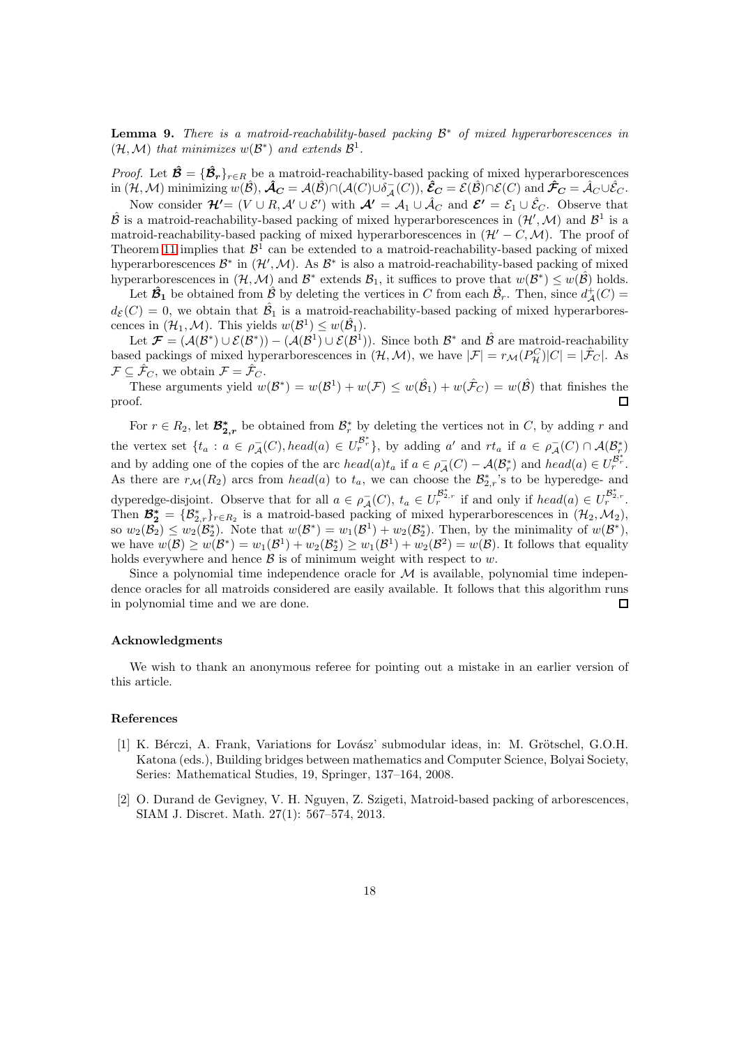**Lemma 9.** *There is a matroid-reachability-based packing $\mathcal{B}^*$ of mixed hyperarborescences in $(\mathcal{H}, \mathcal{M})$ that minimizes $w(\mathcal{B}^*)$ and extends $\mathcal{B}^1$.*

*Proof.* Let $\hat{\boldsymbol{\mathcal{B}}} = \{\hat{\boldsymbol{\mathcal{B}}}_{\boldsymbol{r}}\}_{r \in R}$ be a matroid-reachability-based packing of mixed hyperarborescences in $(\mathcal{H}, \mathcal{M})$ minimizing $w(\hat{\mathcal{B}})$, $\hat{\boldsymbol{\mathcal{A}}}_{\boldsymbol{C}} = \mathcal{A}(\hat{\mathcal{B}}) \cap (\mathcal{A}(C) \cup \delta^-_{\mathcal{A}}(C))$, $\hat{\boldsymbol{\mathcal{E}}}_{\boldsymbol{C}} = \mathcal{E}(\hat{\mathcal{B}}) \cap \mathcal{E}(C)$ and $\hat{\boldsymbol{\mathcal{F}}}_{\boldsymbol{C}} = \hat{\mathcal{A}}_C \cup \hat{\mathcal{E}}_C$.

Now consider $\boldsymbol{\mathcal{H}'} = (V \cup R, \mathcal{A}' \cup \mathcal{E}')$ with $\boldsymbol{\mathcal{A}'} = \mathcal{A}_1 \cup \hat{\mathcal{A}}_C$ and $\boldsymbol{\mathcal{E}'} = \mathcal{E}_1 \cup \hat{\mathcal{E}}_C$. Observe that $\hat{\mathcal{B}}$ is a matroid-reachability-based packing of mixed hyperarborescences in $(\mathcal{H}', \mathcal{M})$ and $\mathcal{B}^1$ is a matroid-reachability-based packing of mixed hyperarborescences in $(\mathcal{H}' - C, \mathcal{M})$. The proof of Theorem 11 implies that $\mathcal{B}^1$ can be extended to a matroid-reachability-based packing of mixed hyperarborescences $\mathcal{B}^*$ in $(\mathcal{H}', \mathcal{M})$. As $\mathcal{B}^*$ is also a matroid-reachability-based packing of mixed hyperarborescences in $(\mathcal{H}, \mathcal{M})$ and $\mathcal{B}^*$ extends $\mathcal{B}_1$, it suffices to prove that $w(\mathcal{B}^*) \leq w(\hat{\mathcal{B}})$ holds.

Let $\hat{\boldsymbol{\mathcal{B}}}_{\boldsymbol{1}}$ be obtained from $\hat{\mathcal{B}}$ by deleting the vertices in $C$ from each $\hat{\mathcal{B}}_r$. Then, since $d^+_{\mathcal{A}}(C) = d_{\mathcal{E}}(C) = 0$, we obtain that $\hat{\mathcal{B}}_1$ is a matroid-reachability-based packing of mixed hyperarborescences in $(\mathcal{H}_1, \mathcal{M})$. This yields $w(\mathcal{B}^1) \leq w(\hat{\mathcal{B}}_1)$.

Let $\boldsymbol{\mathcal{F}} = (\mathcal{A}(\mathcal{B}^*) \cup \mathcal{E}(\mathcal{B}^*)) - (\mathcal{A}(\mathcal{B}^1) \cup \mathcal{E}(\mathcal{B}^1))$. Since both $\mathcal{B}^*$ and $\hat{\mathcal{B}}$ are matroid-reachability based packings of mixed hyperarborescences in $(\mathcal{H}, \mathcal{M})$, we have $|\mathcal{F}| = r_{\mathcal{M}}(P^C_{\mathcal{H}})|C| = |\hat{\mathcal{F}}_C|$. As $\mathcal{F} \subseteq \hat{\mathcal{F}}_C$, we obtain $\mathcal{F} = \hat{\mathcal{F}}_C$.

These arguments yield $w(\mathcal{B}^*) = w(\mathcal{B}^1) + w(\mathcal{F}) \leq w(\hat{\mathcal{B}}_1) + w(\hat{\mathcal{F}}_C) = w(\hat{\mathcal{B}})$ that finishes the proof. $\square$

For $r \in R_2$, let $\boldsymbol{\mathcal{B}^*_{2,r}}$ be obtained from $\mathcal{B}^*_r$ by deleting the vertices not in $C$, by adding $r$ and the vertex set $\{t_a : a \in \rho^-_{\mathcal{A}}(C), head(a) \in U_r^{\mathcal{B}^*_r}\}$, by adding $a'$ and $rt_a$ if $a \in \rho^-_{\mathcal{A}}(C) \cap \mathcal{A}(\mathcal{B}^*_r)$ and by adding one of the copies of the arc $head(a)t_a$ if $a \in \rho^-_{\mathcal{A}}(C) - \mathcal{A}(\mathcal{B}^*_r)$ and $head(a) \in U_r^{\mathcal{B}^*_r}$. As there are $r_{\mathcal{M}}(R_2)$ arcs from $head(a)$ to $t_a$, we can choose the $\mathcal{B}^*_{2,r}$'s to be hyperedge- and dyperedge-disjoint. Observe that for all $a \in \rho^-_{\mathcal{A}}(C)$, $t_a \in U_r^{\mathcal{B}^*_{2,r}}$ if and only if $head(a) \in U_r^{\mathcal{B}^*_{2,r}}$. Then $\boldsymbol{\mathcal{B}^*_2} = \{\mathcal{B}^*_{2,r}\}_{r \in R_2}$ is a matroid-based packing of mixed hyperarborescences in $(\mathcal{H}_2, \mathcal{M}_2)$, so $w_2(\mathcal{B}_2) \leq w_2(\mathcal{B}^*_2)$. Note that $w(\mathcal{B}^*) = w_1(\mathcal{B}^1) + w_2(\mathcal{B}^*_2)$. Then, by the minimality of $w(\mathcal{B}^*)$, we have $w(\mathcal{B}) \geq w(\mathcal{B}^*) = w_1(\mathcal{B}^1) + w_2(\mathcal{B}^*_2) \geq w_1(\mathcal{B}^1) + w_2(\mathcal{B}^2) = w(\mathcal{B})$. It follows that equality holds everywhere and hence $\mathcal{B}$ is of minimum weight with respect to $w$.

Since a polynomial time independence oracle for $\mathcal{M}$ is available, polynomial time independence oracles for all matroids considered are easily available. It follows that this algorithm runs in polynomial time and we are done. $\square$

#### Acknowledgments

We wish to thank an anonymous referee for pointing out a mistake in an earlier version of this article.

#### References

[1] K. Bérczi, A. Frank, Variations for Lovász' submodular ideas, in: M. Grötschel, G.O.H. Katona (eds.), Building bridges between mathematics and Computer Science, Bolyai Society, Series: Mathematical Studies, 19, Springer, 137–164, 2008.

[2] O. Durand de Gevigney, V. H. Nguyen, Z. Szigeti, Matroid-based packing of arborescences, SIAM J. Discret. Math. 27(1): 567–574, 2013.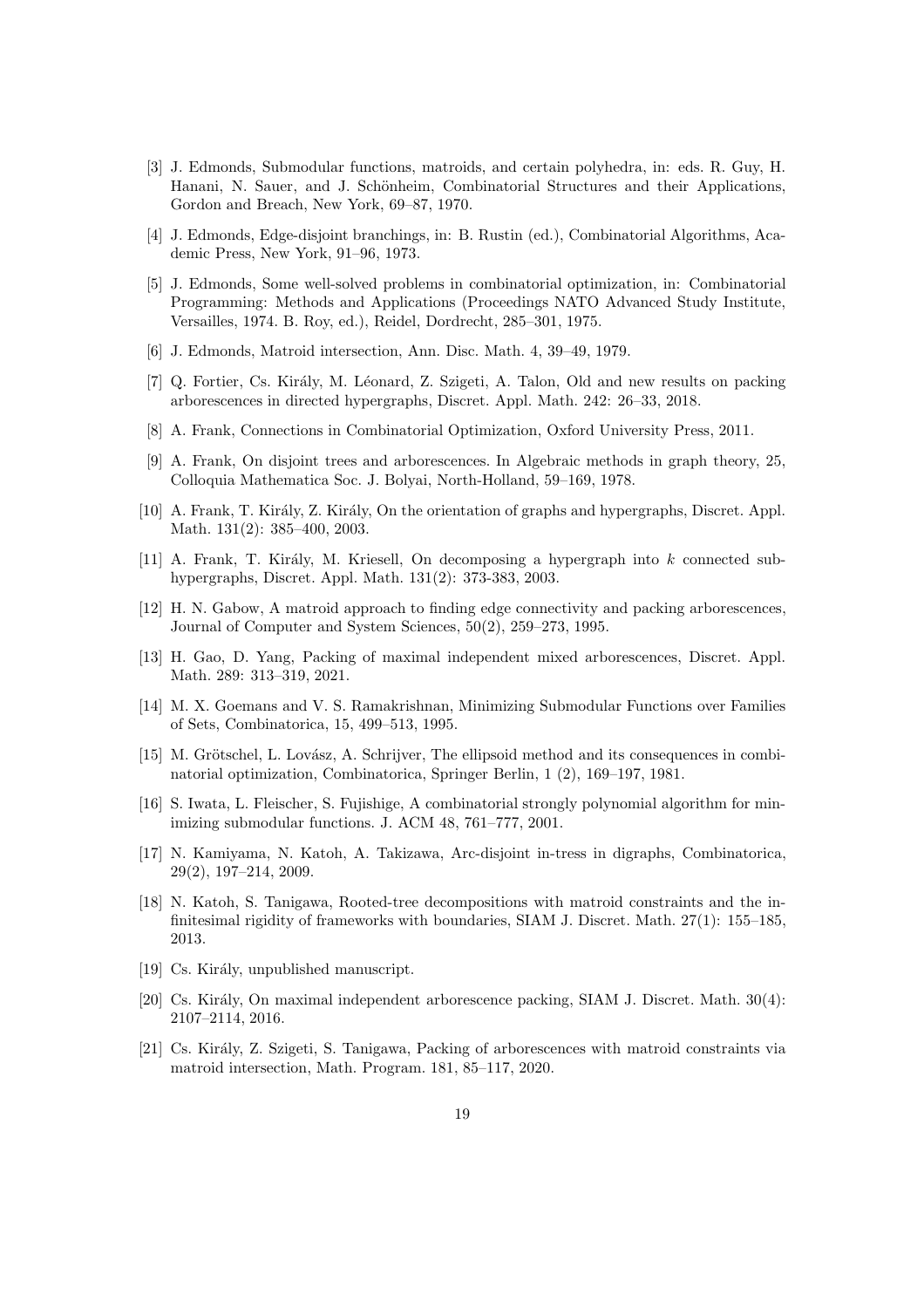[3] J. Edmonds, Submodular functions, matroids, and certain polyhedra, in: eds. R. Guy, H. Hanani, N. Sauer, and J. Schönheim, Combinatorial Structures and their Applications, Gordon and Breach, New York, 69–87, 1970.

[4] J. Edmonds, Edge-disjoint branchings, in: B. Rustin (ed.), Combinatorial Algorithms, Academic Press, New York, 91–96, 1973.

[5] J. Edmonds, Some well-solved problems in combinatorial optimization, in: Combinatorial Programming: Methods and Applications (Proceedings NATO Advanced Study Institute, Versailles, 1974. B. Roy, ed.), Reidel, Dordrecht, 285–301, 1975.

[6] J. Edmonds, Matroid intersection, Ann. Disc. Math. 4, 39–49, 1979.

[7] Q. Fortier, Cs. Király, M. Léonard, Z. Szigeti, A. Talon, Old and new results on packing arborescences in directed hypergraphs, Discret. Appl. Math. 242: 26–33, 2018.

[8] A. Frank, Connections in Combinatorial Optimization, Oxford University Press, 2011.

[9] A. Frank, On disjoint trees and arborescences. In Algebraic methods in graph theory, 25, Colloquia Mathematica Soc. J. Bolyai, North-Holland, 59–169, 1978.

[10] A. Frank, T. Király, Z. Király, On the orientation of graphs and hypergraphs, Discret. Appl. Math. 131(2): 385–400, 2003.

[11] A. Frank, T. Király, M. Kriesell, On decomposing a hypergraph into $k$ connected sub-hypergraphs, Discret. Appl. Math. 131(2): 373-383, 2003.

[12] H. N. Gabow, A matroid approach to finding edge connectivity and packing arborescences, Journal of Computer and System Sciences, 50(2), 259–273, 1995.

[13] H. Gao, D. Yang, Packing of maximal independent mixed arborescences, Discret. Appl. Math. 289: 313–319, 2021.

[14] M. X. Goemans and V. S. Ramakrishnan, Minimizing Submodular Functions over Families of Sets, Combinatorica, 15, 499–513, 1995.

[15] M. Grötschel, L. Lovász, A. Schrijver, The ellipsoid method and its consequences in combinatorial optimization, Combinatorica, Springer Berlin, 1 (2), 169–197, 1981.

[16] S. Iwata, L. Fleischer, S. Fujishige, A combinatorial strongly polynomial algorithm for minimizing submodular functions. J. ACM 48, 761–777, 2001.

[17] N. Kamiyama, N. Katoh, A. Takizawa, Arc-disjoint in-tress in digraphs, Combinatorica, 29(2), 197–214, 2009.

[18] N. Katoh, S. Tanigawa, Rooted-tree decompositions with matroid constraints and the infinitesimal rigidity of frameworks with boundaries, SIAM J. Discret. Math. 27(1): 155–185, 2013.

[19] Cs. Király, unpublished manuscript.

[20] Cs. Király, On maximal independent arborescence packing, SIAM J. Discret. Math. 30(4): 2107–2114, 2016.

[21] Cs. Király, Z. Szigeti, S. Tanigawa, Packing of arborescences with matroid constraints via matroid intersection, Math. Program. 181, 85–117, 2020.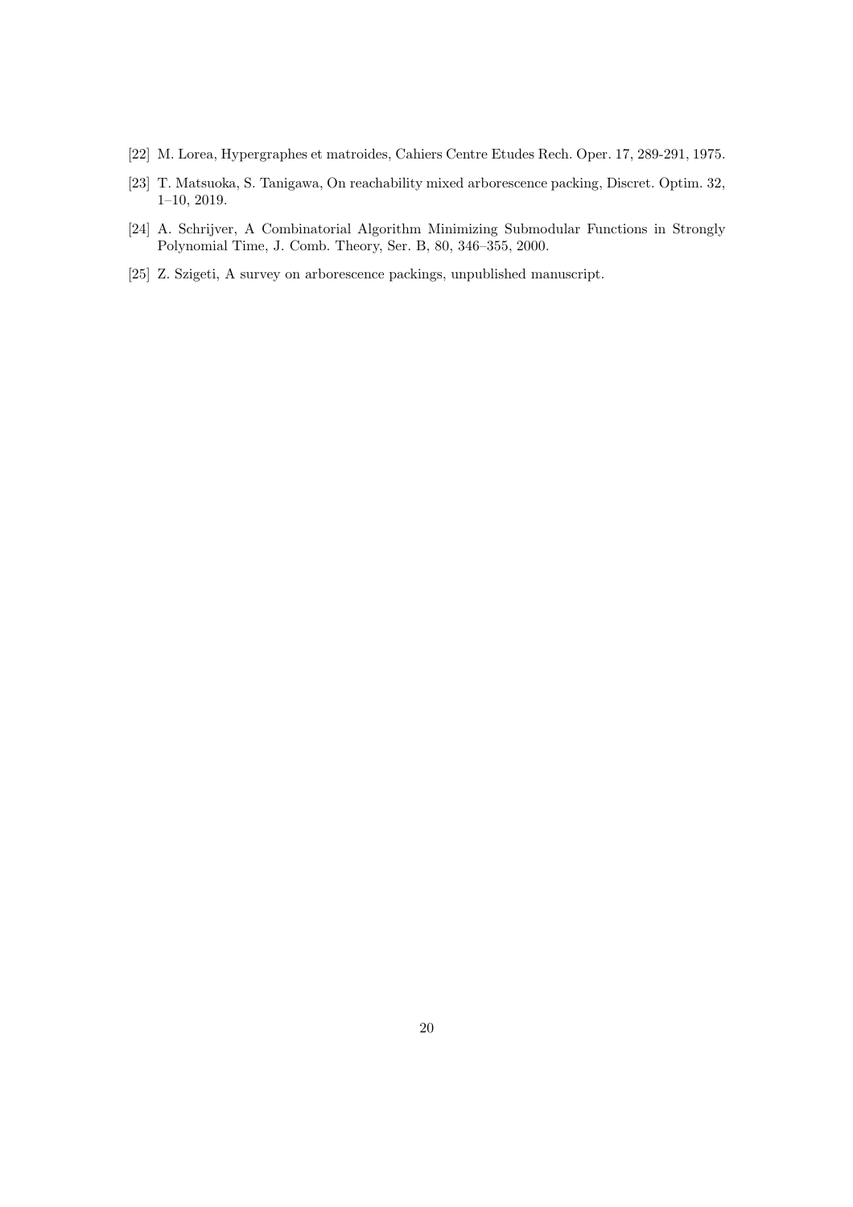[22] M. Lorea, Hypergraphes et matroides, Cahiers Centre Etudes Rech. Oper. 17, 289-291, 1975.

[23] T. Matsuoka, S. Tanigawa, On reachability mixed arborescence packing, Discret. Optim. 32, 1–10, 2019.

[24] A. Schrijver, A Combinatorial Algorithm Minimizing Submodular Functions in Strongly Polynomial Time, J. Comb. Theory, Ser. B, 80, 346–355, 2000.

[25] Z. Szigeti, A survey on arborescence packings, unpublished manuscript.